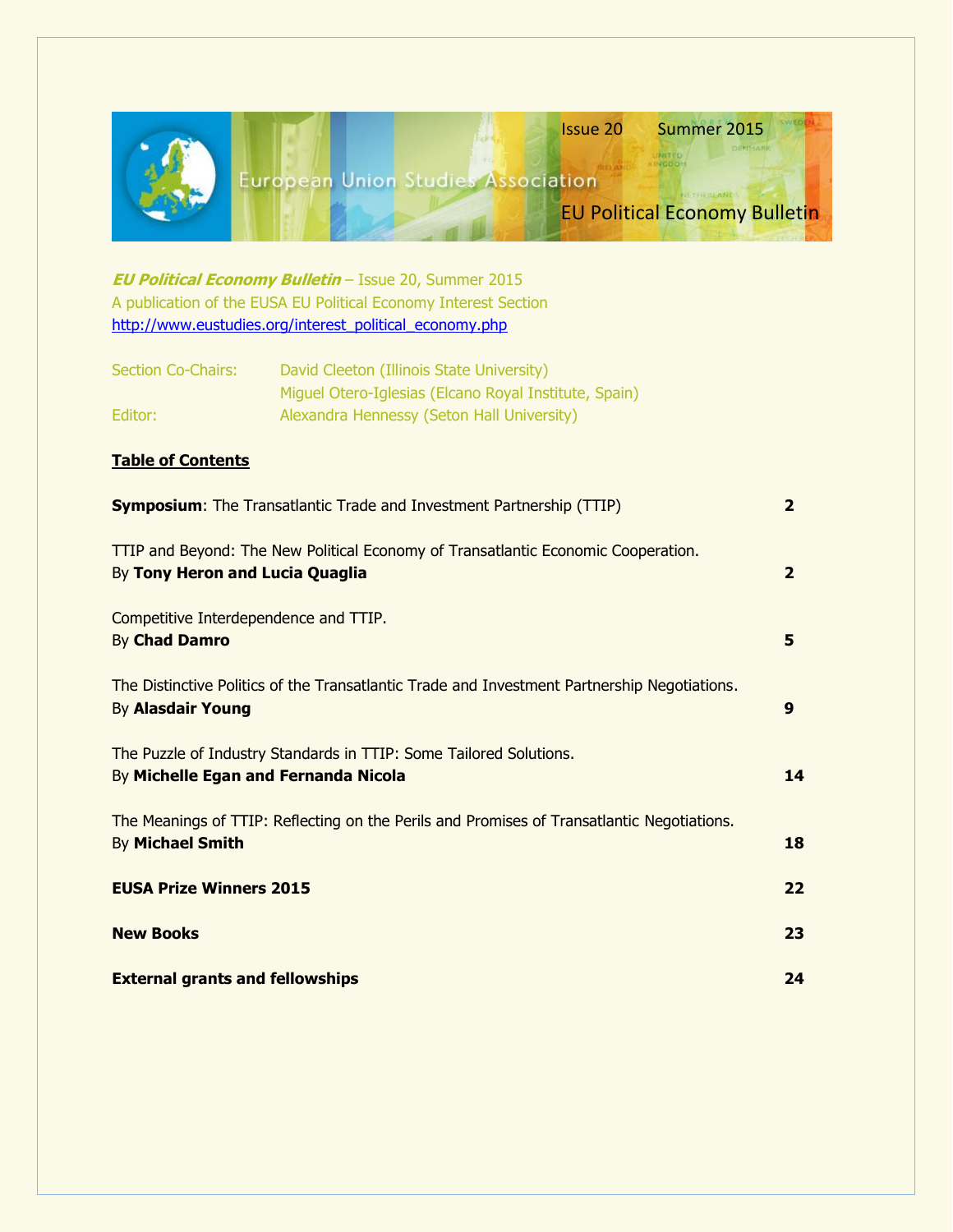Issue 20 Summer 2015

European Union Studies Association

EU Political Economy Bulletin

***EU Political Economy Bulletin*** – Issue 20, Summer 2015
A publication of the EUSA EU Political Economy Interest Section
http://www.eustudies.org/interest_political_economy.php

Section Co-Chairs: David Cleeton (Illinois State University)
Miguel Otero-Iglesias (Elcano Royal Institute, Spain)
Editor: Alexandra Hennessy (Seton Hall University)

## Table of Contents

| | |
|---|---|
| **Symposium**: The Transatlantic Trade and Investment Partnership (TTIP) | 2 |
| TTIP and Beyond: The New Political Economy of Transatlantic Economic Cooperation. By **Tony Heron and Lucia Quaglia** | 2 |
| Competitive Interdependence and TTIP. By **Chad Damro** | 5 |
| The Distinctive Politics of the Transatlantic Trade and Investment Partnership Negotiations. By **Alasdair Young** | 9 |
| The Puzzle of Industry Standards in TTIP: Some Tailored Solutions. By **Michelle Egan and Fernanda Nicola** | 14 |
| The Meanings of TTIP: Reflecting on the Perils and Promises of Transatlantic Negotiations. By **Michael Smith** | 18 |
| **EUSA Prize Winners 2015** | 22 |
| **New Books** | 23 |
| **External grants and fellowships** | 24 |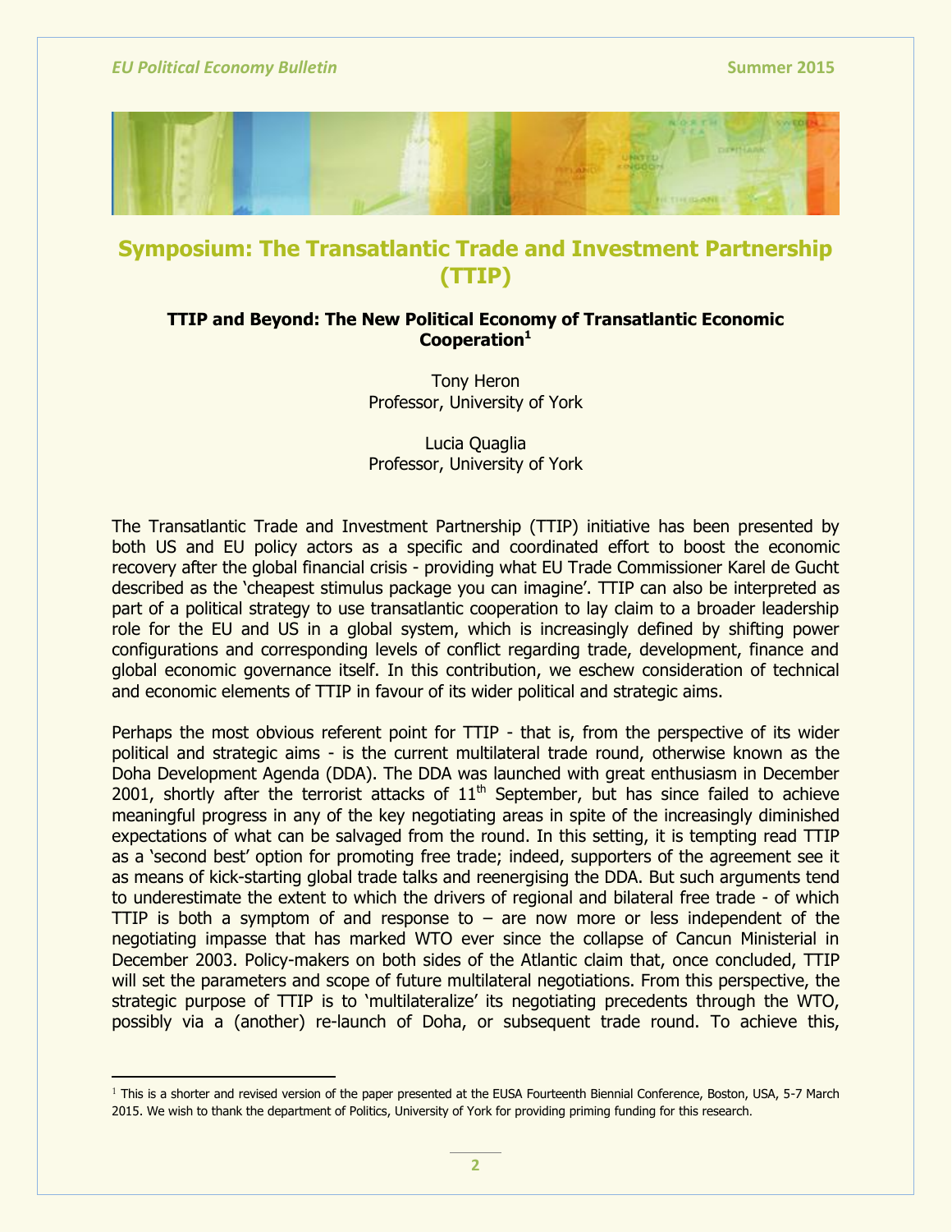# Symposium: The Transatlantic Trade and Investment Partnership (TTIP)

### TTIP and Beyond: The New Political Economy of Transatlantic Economic Cooperation[1]

Tony Heron
Professor, University of York

Lucia Quaglia
Professor, University of York

The Transatlantic Trade and Investment Partnership (TTIP) initiative has been presented by both US and EU policy actors as a specific and coordinated effort to boost the economic recovery after the global financial crisis - providing what EU Trade Commissioner Karel de Gucht described as the 'cheapest stimulus package you can imagine'. TTIP can also be interpreted as part of a political strategy to use transatlantic cooperation to lay claim to a broader leadership role for the EU and US in a global system, which is increasingly defined by shifting power configurations and corresponding levels of conflict regarding trade, development, finance and global economic governance itself. In this contribution, we eschew consideration of technical and economic elements of TTIP in favour of its wider political and strategic aims.

Perhaps the most obvious referent point for TTIP - that is, from the perspective of its wider political and strategic aims - is the current multilateral trade round, otherwise known as the Doha Development Agenda (DDA). The DDA was launched with great enthusiasm in December 2001, shortly after the terrorist attacks of 11th September, but has since failed to achieve meaningful progress in any of the key negotiating areas in spite of the increasingly diminished expectations of what can be salvaged from the round. In this setting, it is tempting read TTIP as a 'second best' option for promoting free trade; indeed, supporters of the agreement see it as means of kick-starting global trade talks and reenergising the DDA. But such arguments tend to underestimate the extent to which the drivers of regional and bilateral free trade - of which TTIP is both a symptom of and response to – are now more or less independent of the negotiating impasse that has marked WTO ever since the collapse of Cancun Ministerial in December 2003. Policy-makers on both sides of the Atlantic claim that, once concluded, TTIP will set the parameters and scope of future multilateral negotiations. From this perspective, the strategic purpose of TTIP is to 'multilateralize' its negotiating precedents through the WTO, possibly via a (another) re-launch of Doha, or subsequent trade round. To achieve this,

---

[1] This is a shorter and revised version of the paper presented at the EUSA Fourteenth Biennial Conference, Boston, USA, 5-7 March 2015. We wish to thank the department of Politics, University of York for providing priming funding for this research.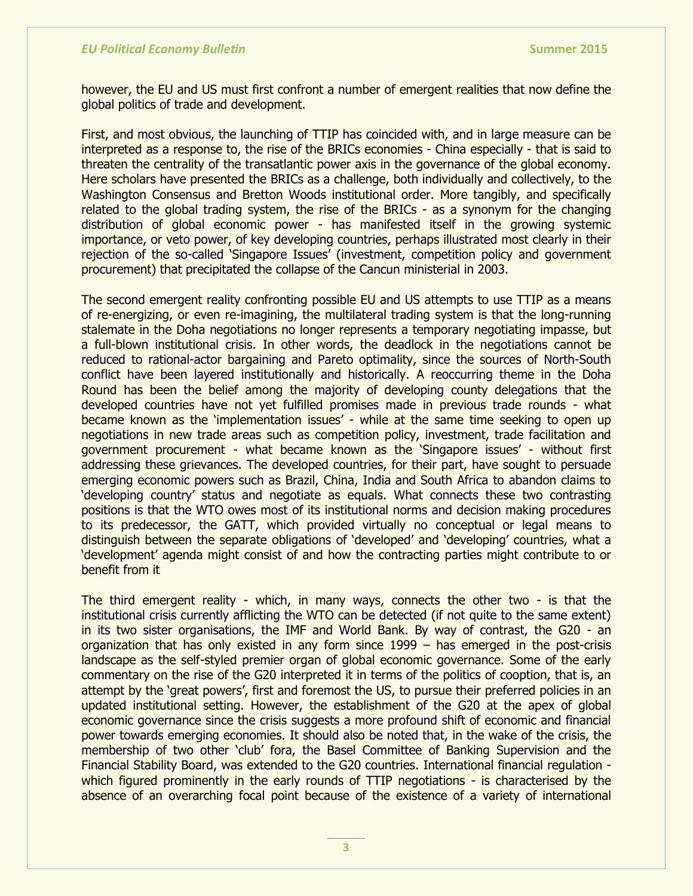however, the EU and US must first confront a number of emergent realities that now define the global politics of trade and development.

First, and most obvious, the launching of TTIP has coincided with, and in large measure can be interpreted as a response to, the rise of the BRICs economies - China especially - that is said to threaten the centrality of the transatlantic power axis in the governance of the global economy. Here scholars have presented the BRICs as a challenge, both individually and collectively, to the Washington Consensus and Bretton Woods institutional order. More tangibly, and specifically related to the global trading system, the rise of the BRICs - as a synonym for the changing distribution of global economic power - has manifested itself in the growing systemic importance, or veto power, of key developing countries, perhaps illustrated most clearly in their rejection of the so-called 'Singapore Issues' (investment, competition policy and government procurement) that precipitated the collapse of the Cancun ministerial in 2003.

The second emergent reality confronting possible EU and US attempts to use TTIP as a means of re-energizing, or even re-imagining, the multilateral trading system is that the long-running stalemate in the Doha negotiations no longer represents a temporary negotiating impasse, but a full-blown institutional crisis. In other words, the deadlock in the negotiations cannot be reduced to rational-actor bargaining and Pareto optimality, since the sources of North-South conflict have been layered institutionally and historically. A reoccurring theme in the Doha Round has been the belief among the majority of developing county delegations that the developed countries have not yet fulfilled promises made in previous trade rounds - what became known as the 'implementation issues' - while at the same time seeking to open up negotiations in new trade areas such as competition policy, investment, trade facilitation and government procurement - what became known as the 'Singapore issues' - without first addressing these grievances. The developed countries, for their part, have sought to persuade emerging economic powers such as Brazil, China, India and South Africa to abandon claims to 'developing country' status and negotiate as equals. What connects these two contrasting positions is that the WTO owes most of its institutional norms and decision making procedures to its predecessor, the GATT, which provided virtually no conceptual or legal means to distinguish between the separate obligations of 'developed' and 'developing' countries, what a 'development' agenda might consist of and how the contracting parties might contribute to or benefit from it

The third emergent reality - which, in many ways, connects the other two - is that the institutional crisis currently afflicting the WTO can be detected (if not quite to the same extent) in its two sister organisations, the IMF and World Bank. By way of contrast, the G20 - an organization that has only existed in any form since 1999 – has emerged in the post-crisis landscape as the self-styled premier organ of global economic governance. Some of the early commentary on the rise of the G20 interpreted it in terms of the politics of cooption, that is, an attempt by the 'great powers', first and foremost the US, to pursue their preferred policies in an updated institutional setting. However, the establishment of the G20 at the apex of global economic governance since the crisis suggests a more profound shift of economic and financial power towards emerging economies. It should also be noted that, in the wake of the crisis, the membership of two other 'club' fora, the Basel Committee of Banking Supervision and the Financial Stability Board, was extended to the G20 countries. International financial regulation - which figured prominently in the early rounds of TTIP negotiations - is characterised by the absence of an overarching focal point because of the existence of a variety of international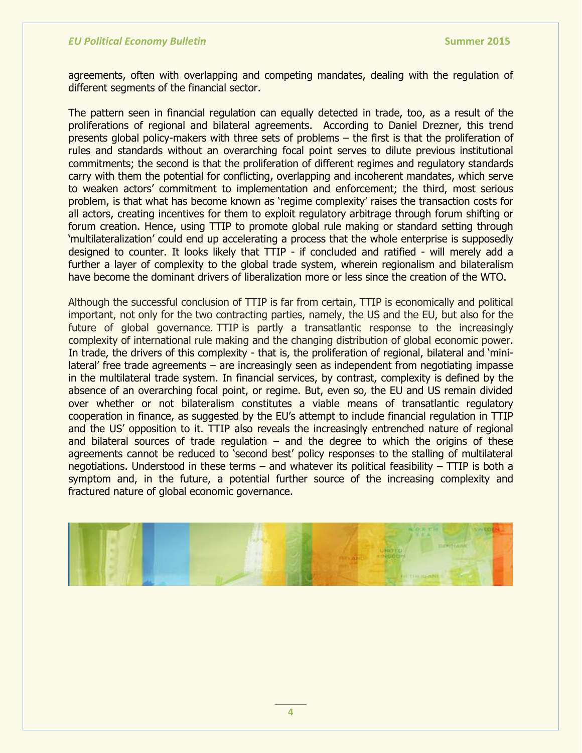agreements, often with overlapping and competing mandates, dealing with the regulation of different segments of the financial sector.

The pattern seen in financial regulation can equally detected in trade, too, as a result of the proliferations of regional and bilateral agreements. According to Daniel Drezner, this trend presents global policy-makers with three sets of problems – the first is that the proliferation of rules and standards without an overarching focal point serves to dilute previous institutional commitments; the second is that the proliferation of different regimes and regulatory standards carry with them the potential for conflicting, overlapping and incoherent mandates, which serve to weaken actors' commitment to implementation and enforcement; the third, most serious problem, is that what has become known as 'regime complexity' raises the transaction costs for all actors, creating incentives for them to exploit regulatory arbitrage through forum shifting or forum creation. Hence, using TTIP to promote global rule making or standard setting through 'multilateralization' could end up accelerating a process that the whole enterprise is supposedly designed to counter. It looks likely that TTIP - if concluded and ratified - will merely add a further a layer of complexity to the global trade system, wherein regionalism and bilateralism have become the dominant drivers of liberalization more or less since the creation of the WTO.

Although the successful conclusion of TTIP is far from certain, TTIP is economically and political important, not only for the two contracting parties, namely, the US and the EU, but also for the future of global governance. TTIP is partly a transatlantic response to the increasingly complexity of international rule making and the changing distribution of global economic power. In trade, the drivers of this complexity - that is, the proliferation of regional, bilateral and 'mini-lateral' free trade agreements – are increasingly seen as independent from negotiating impasse in the multilateral trade system. In financial services, by contrast, complexity is defined by the absence of an overarching focal point, or regime. But, even so, the EU and US remain divided over whether or not bilateralism constitutes a viable means of transatlantic regulatory cooperation in finance, as suggested by the EU's attempt to include financial regulation in TTIP and the US' opposition to it. TTIP also reveals the increasingly entrenched nature of regional and bilateral sources of trade regulation – and the degree to which the origins of these agreements cannot be reduced to 'second best' policy responses to the stalling of multilateral negotiations. Understood in these terms – and whatever its political feasibility – TTIP is both a symptom and, in the future, a potential further source of the increasing complexity and fractured nature of global economic governance.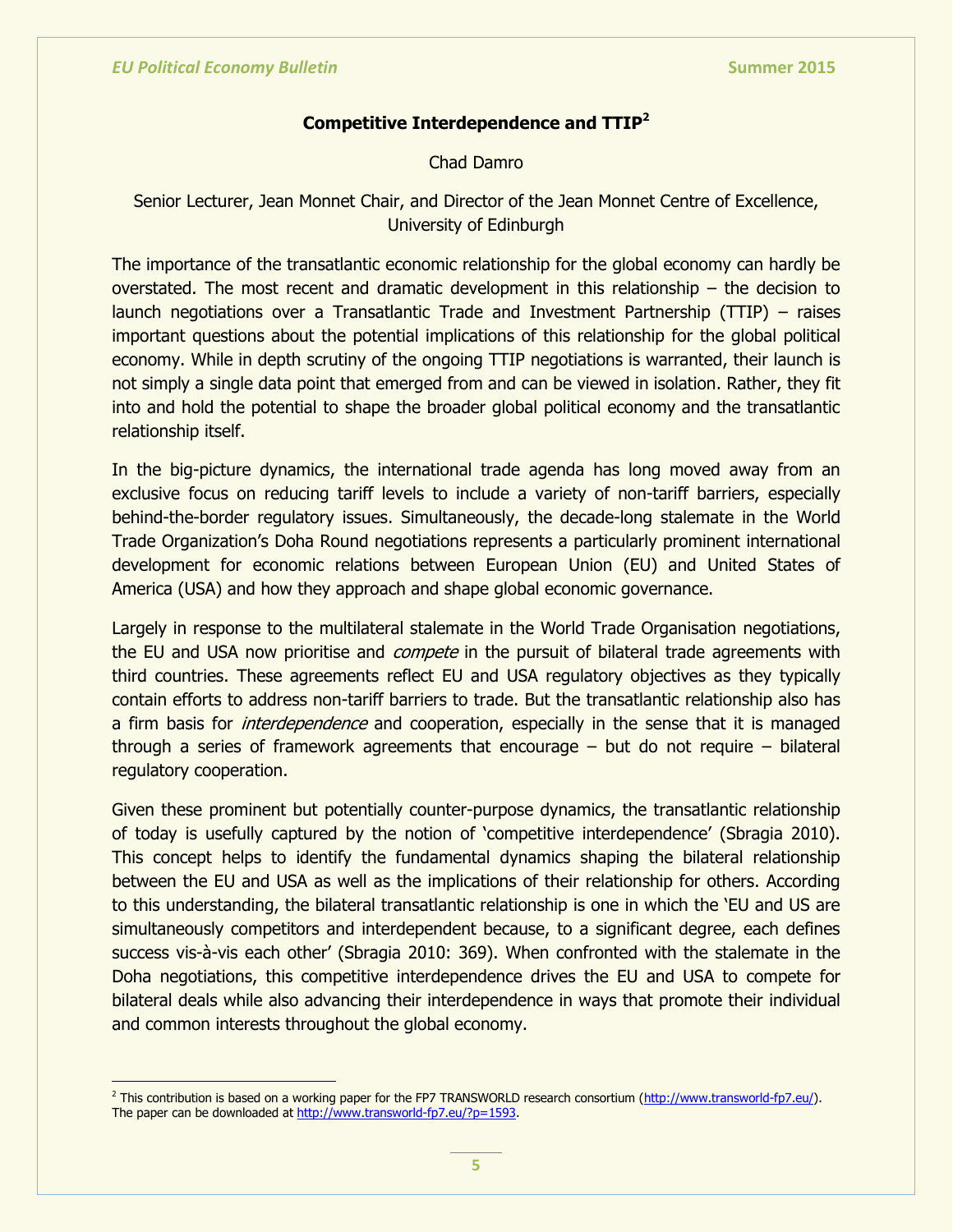## Competitive Interdependence and TTIP[2]

Chad Damro

Senior Lecturer, Jean Monnet Chair, and Director of the Jean Monnet Centre of Excellence, University of Edinburgh

The importance of the transatlantic economic relationship for the global economy can hardly be overstated. The most recent and dramatic development in this relationship – the decision to launch negotiations over a Transatlantic Trade and Investment Partnership (TTIP) – raises important questions about the potential implications of this relationship for the global political economy. While in depth scrutiny of the ongoing TTIP negotiations is warranted, their launch is not simply a single data point that emerged from and can be viewed in isolation. Rather, they fit into and hold the potential to shape the broader global political economy and the transatlantic relationship itself.

In the big-picture dynamics, the international trade agenda has long moved away from an exclusive focus on reducing tariff levels to include a variety of non-tariff barriers, especially behind-the-border regulatory issues. Simultaneously, the decade-long stalemate in the World Trade Organization's Doha Round negotiations represents a particularly prominent international development for economic relations between European Union (EU) and United States of America (USA) and how they approach and shape global economic governance.

Largely in response to the multilateral stalemate in the World Trade Organisation negotiations, the EU and USA now prioritise and *compete* in the pursuit of bilateral trade agreements with third countries. These agreements reflect EU and USA regulatory objectives as they typically contain efforts to address non-tariff barriers to trade. But the transatlantic relationship also has a firm basis for *interdependence* and cooperation, especially in the sense that it is managed through a series of framework agreements that encourage – but do not require – bilateral regulatory cooperation.

Given these prominent but potentially counter-purpose dynamics, the transatlantic relationship of today is usefully captured by the notion of 'competitive interdependence' (Sbragia 2010). This concept helps to identify the fundamental dynamics shaping the bilateral relationship between the EU and USA as well as the implications of their relationship for others. According to this understanding, the bilateral transatlantic relationship is one in which the 'EU and US are simultaneously competitors and interdependent because, to a significant degree, each defines success vis-à-vis each other' (Sbragia 2010: 369). When confronted with the stalemate in the Doha negotiations, this competitive interdependence drives the EU and USA to compete for bilateral deals while also advancing their interdependence in ways that promote their individual and common interests throughout the global economy.

---

[2] This contribution is based on a working paper for the FP7 TRANSWORLD research consortium (http://www.transworld-fp7.eu/). The paper can be downloaded at http://www.transworld-fp7.eu/?p=1593.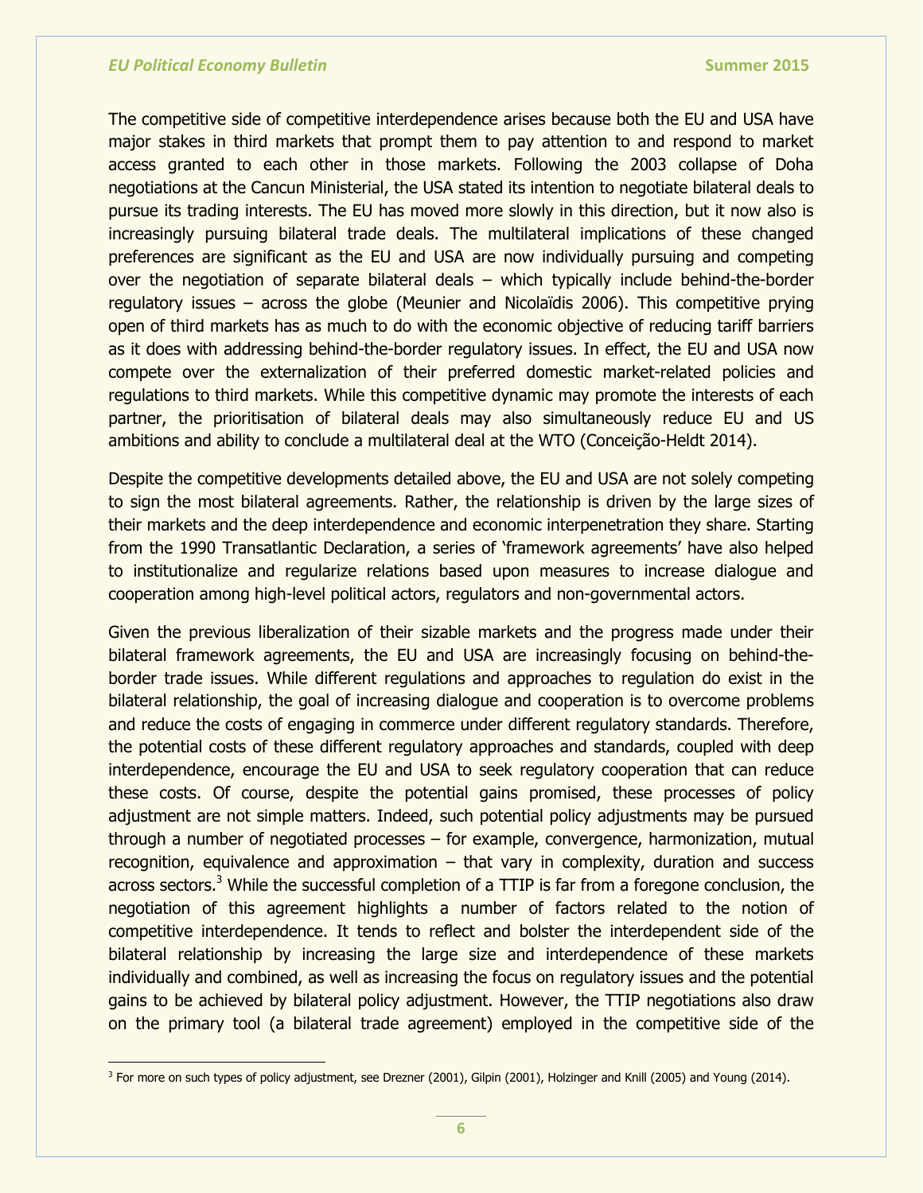The competitive side of competitive interdependence arises because both the EU and USA have major stakes in third markets that prompt them to pay attention to and respond to market access granted to each other in those markets. Following the 2003 collapse of Doha negotiations at the Cancun Ministerial, the USA stated its intention to negotiate bilateral deals to pursue its trading interests. The EU has moved more slowly in this direction, but it now also is increasingly pursuing bilateral trade deals. The multilateral implications of these changed preferences are significant as the EU and USA are now individually pursuing and competing over the negotiation of separate bilateral deals – which typically include behind-the-border regulatory issues – across the globe (Meunier and Nicolaïdis 2006). This competitive prying open of third markets has as much to do with the economic objective of reducing tariff barriers as it does with addressing behind-the-border regulatory issues. In effect, the EU and USA now compete over the externalization of their preferred domestic market-related policies and regulations to third markets. While this competitive dynamic may promote the interests of each partner, the prioritisation of bilateral deals may also simultaneously reduce EU and US ambitions and ability to conclude a multilateral deal at the WTO (Conceição-Heldt 2014).

Despite the competitive developments detailed above, the EU and USA are not solely competing to sign the most bilateral agreements. Rather, the relationship is driven by the large sizes of their markets and the deep interdependence and economic interpenetration they share. Starting from the 1990 Transatlantic Declaration, a series of 'framework agreements' have also helped to institutionalize and regularize relations based upon measures to increase dialogue and cooperation among high-level political actors, regulators and non-governmental actors.

Given the previous liberalization of their sizable markets and the progress made under their bilateral framework agreements, the EU and USA are increasingly focusing on behind-the-border trade issues. While different regulations and approaches to regulation do exist in the bilateral relationship, the goal of increasing dialogue and cooperation is to overcome problems and reduce the costs of engaging in commerce under different regulatory standards. Therefore, the potential costs of these different regulatory approaches and standards, coupled with deep interdependence, encourage the EU and USA to seek regulatory cooperation that can reduce these costs. Of course, despite the potential gains promised, these processes of policy adjustment are not simple matters. Indeed, such potential policy adjustments may be pursued through a number of negotiated processes – for example, convergence, harmonization, mutual recognition, equivalence and approximation – that vary in complexity, duration and success across sectors.[3] While the successful completion of a TTIP is far from a foregone conclusion, the negotiation of this agreement highlights a number of factors related to the notion of competitive interdependence. It tends to reflect and bolster the interdependent side of the bilateral relationship by increasing the large size and interdependence of these markets individually and combined, as well as increasing the focus on regulatory issues and the potential gains to be achieved by bilateral policy adjustment. However, the TTIP negotiations also draw on the primary tool (a bilateral trade agreement) employed in the competitive side of the

[3] For more on such types of policy adjustment, see Drezner (2001), Gilpin (2001), Holzinger and Knill (2005) and Young (2014).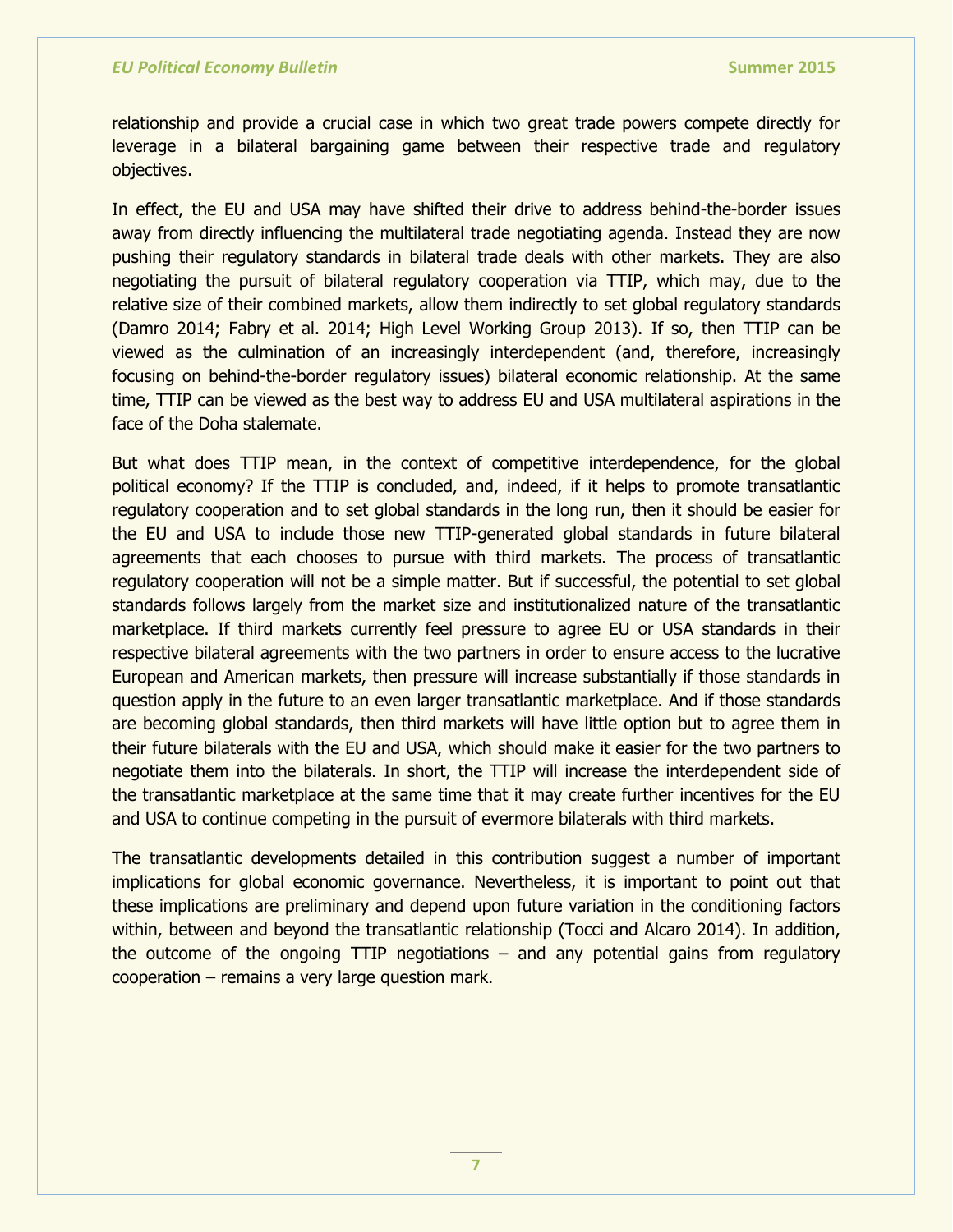relationship and provide a crucial case in which two great trade powers compete directly for leverage in a bilateral bargaining game between their respective trade and regulatory objectives.

In effect, the EU and USA may have shifted their drive to address behind-the-border issues away from directly influencing the multilateral trade negotiating agenda. Instead they are now pushing their regulatory standards in bilateral trade deals with other markets. They are also negotiating the pursuit of bilateral regulatory cooperation via TTIP, which may, due to the relative size of their combined markets, allow them indirectly to set global regulatory standards (Damro 2014; Fabry et al. 2014; High Level Working Group 2013). If so, then TTIP can be viewed as the culmination of an increasingly interdependent (and, therefore, increasingly focusing on behind-the-border regulatory issues) bilateral economic relationship. At the same time, TTIP can be viewed as the best way to address EU and USA multilateral aspirations in the face of the Doha stalemate.

But what does TTIP mean, in the context of competitive interdependence, for the global political economy? If the TTIP is concluded, and, indeed, if it helps to promote transatlantic regulatory cooperation and to set global standards in the long run, then it should be easier for the EU and USA to include those new TTIP-generated global standards in future bilateral agreements that each chooses to pursue with third markets. The process of transatlantic regulatory cooperation will not be a simple matter. But if successful, the potential to set global standards follows largely from the market size and institutionalized nature of the transatlantic marketplace. If third markets currently feel pressure to agree EU or USA standards in their respective bilateral agreements with the two partners in order to ensure access to the lucrative European and American markets, then pressure will increase substantially if those standards in question apply in the future to an even larger transatlantic marketplace. And if those standards are becoming global standards, then third markets will have little option but to agree them in their future bilaterals with the EU and USA, which should make it easier for the two partners to negotiate them into the bilaterals. In short, the TTIP will increase the interdependent side of the transatlantic marketplace at the same time that it may create further incentives for the EU and USA to continue competing in the pursuit of evermore bilaterals with third markets.

The transatlantic developments detailed in this contribution suggest a number of important implications for global economic governance. Nevertheless, it is important to point out that these implications are preliminary and depend upon future variation in the conditioning factors within, between and beyond the transatlantic relationship (Tocci and Alcaro 2014). In addition, the outcome of the ongoing TTIP negotiations – and any potential gains from regulatory cooperation – remains a very large question mark.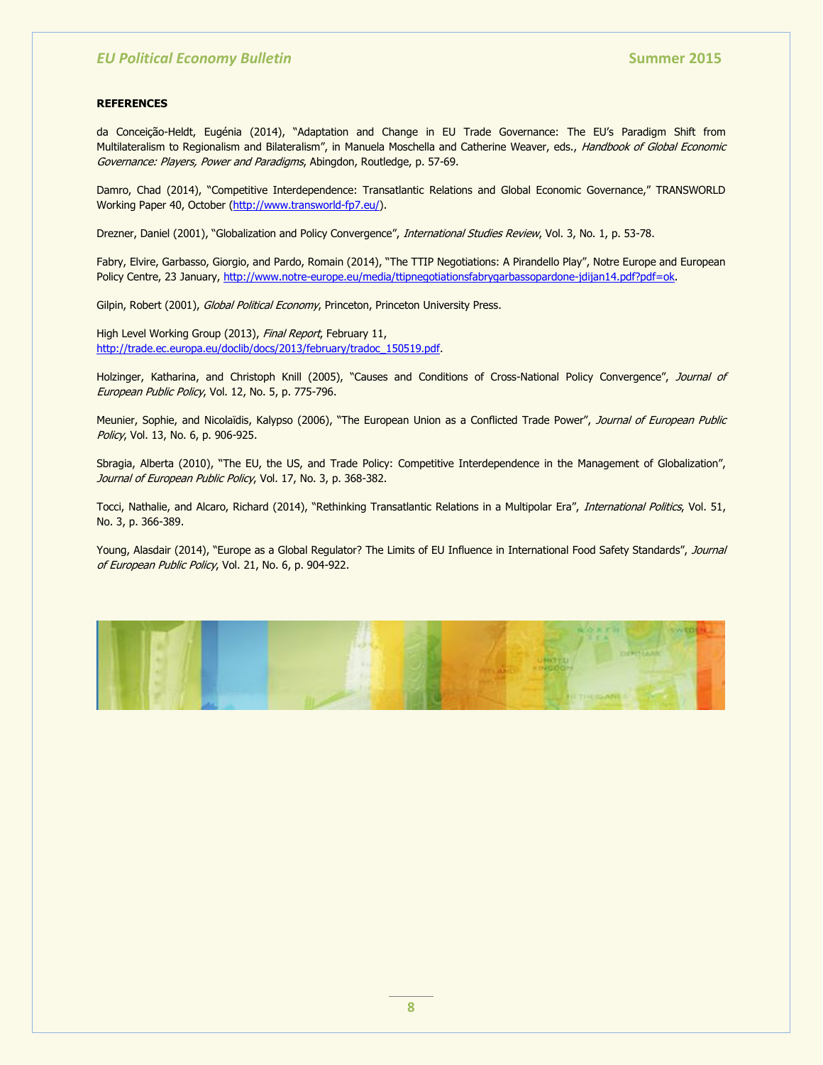**REFERENCES**

da Conceição-Heldt, Eugénia (2014), "Adaptation and Change in EU Trade Governance: The EU's Paradigm Shift from Multilateralism to Regionalism and Bilateralism", in Manuela Moschella and Catherine Weaver, eds., *Handbook of Global Economic Governance: Players, Power and Paradigms*, Abingdon, Routledge, p. 57-69.

Damro, Chad (2014), "Competitive Interdependence: Transatlantic Relations and Global Economic Governance," TRANSWORLD Working Paper 40, October (http://www.transworld-fp7.eu/).

Drezner, Daniel (2001), "Globalization and Policy Convergence", *International Studies Review*, Vol. 3, No. 1, p. 53-78.

Fabry, Elvire, Garbasso, Giorgio, and Pardo, Romain (2014), "The TTIP Negotiations: A Pirandello Play", Notre Europe and European Policy Centre, 23 January, http://www.notre-europe.eu/media/ttipnegotiationsfabrygarbassopardone-jdijan14.pdf?pdf=ok.

Gilpin, Robert (2001), *Global Political Economy*, Princeton, Princeton University Press.

High Level Working Group (2013), *Final Report*, February 11, http://trade.ec.europa.eu/doclib/docs/2013/february/tradoc_150519.pdf.

Holzinger, Katharina, and Christoph Knill (2005), "Causes and Conditions of Cross-National Policy Convergence", *Journal of European Public Policy*, Vol. 12, No. 5, p. 775-796.

Meunier, Sophie, and Nicolaïdis, Kalypso (2006), "The European Union as a Conflicted Trade Power", *Journal of European Public Policy*, Vol. 13, No. 6, p. 906-925.

Sbragia, Alberta (2010), "The EU, the US, and Trade Policy: Competitive Interdependence in the Management of Globalization", *Journal of European Public Policy*, Vol. 17, No. 3, p. 368-382.

Tocci, Nathalie, and Alcaro, Richard (2014), "Rethinking Transatlantic Relations in a Multipolar Era", *International Politics*, Vol. 51, No. 3, p. 366-389.

Young, Alasdair (2014), "Europe as a Global Regulator? The Limits of EU Influence in International Food Safety Standards", *Journal of European Public Policy*, Vol. 21, No. 6, p. 904-922.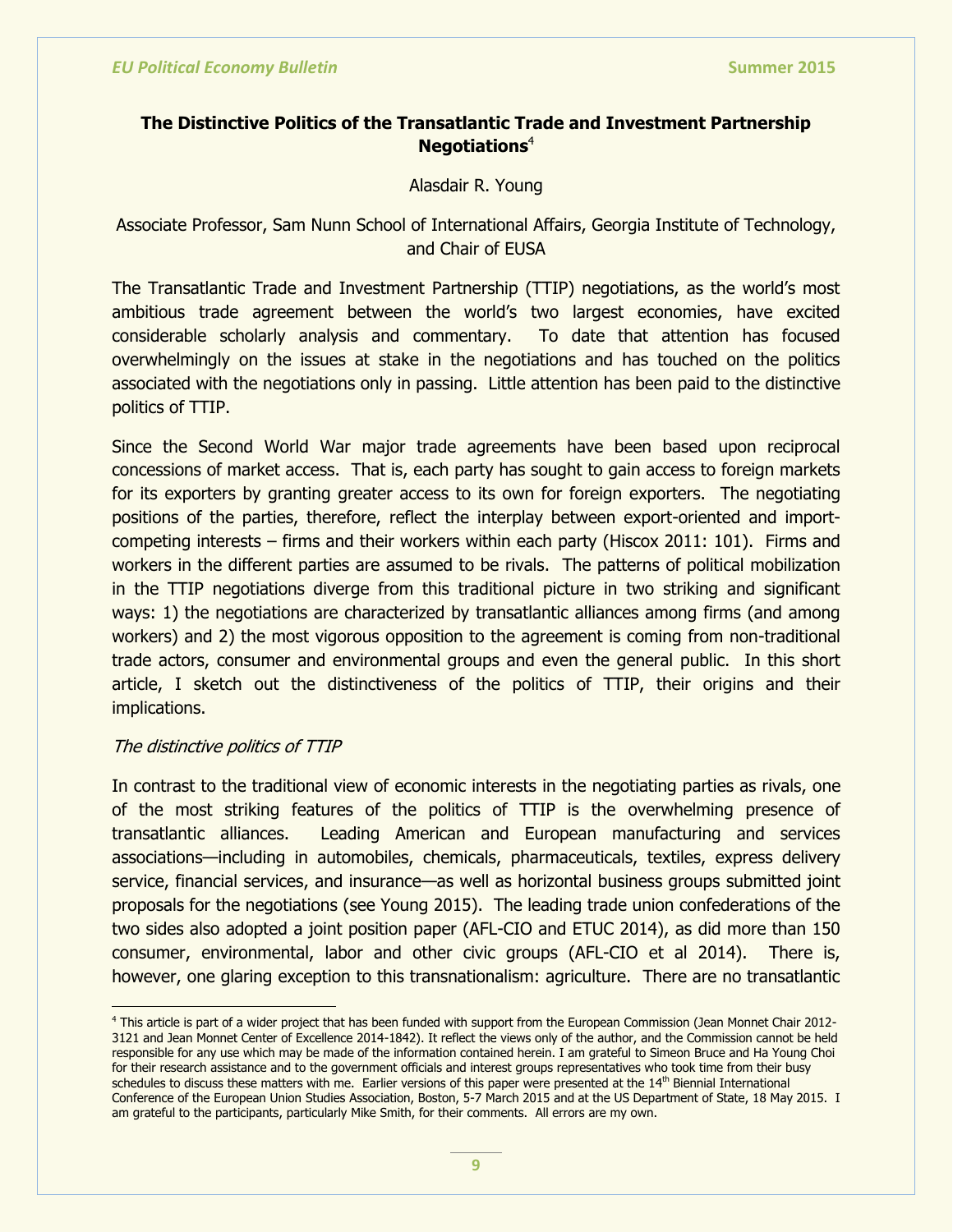## The Distinctive Politics of the Transatlantic Trade and Investment Partnership Negotiations[4]

Alasdair R. Young

Associate Professor, Sam Nunn School of International Affairs, Georgia Institute of Technology, and Chair of EUSA

The Transatlantic Trade and Investment Partnership (TTIP) negotiations, as the world's most ambitious trade agreement between the world's two largest economies, have excited considerable scholarly analysis and commentary. To date that attention has focused overwhelmingly on the issues at stake in the negotiations and has touched on the politics associated with the negotiations only in passing. Little attention has been paid to the distinctive politics of TTIP.

Since the Second World War major trade agreements have been based upon reciprocal concessions of market access. That is, each party has sought to gain access to foreign markets for its exporters by granting greater access to its own for foreign exporters. The negotiating positions of the parties, therefore, reflect the interplay between export-oriented and import-competing interests – firms and their workers within each party (Hiscox 2011: 101). Firms and workers in the different parties are assumed to be rivals. The patterns of political mobilization in the TTIP negotiations diverge from this traditional picture in two striking and significant ways: 1) the negotiations are characterized by transatlantic alliances among firms (and among workers) and 2) the most vigorous opposition to the agreement is coming from non-traditional trade actors, consumer and environmental groups and even the general public. In this short article, I sketch out the distinctiveness of the politics of TTIP, their origins and their implications.

*The distinctive politics of TTIP*

In contrast to the traditional view of economic interests in the negotiating parties as rivals, one of the most striking features of the politics of TTIP is the overwhelming presence of transatlantic alliances. Leading American and European manufacturing and services associations—including in automobiles, chemicals, pharmaceuticals, textiles, express delivery service, financial services, and insurance—as well as horizontal business groups submitted joint proposals for the negotiations (see Young 2015). The leading trade union confederations of the two sides also adopted a joint position paper (AFL-CIO and ETUC 2014), as did more than 150 consumer, environmental, labor and other civic groups (AFL-CIO et al 2014). There is, however, one glaring exception to this transnationalism: agriculture. There are no transatlantic

---

[4] This article is part of a wider project that has been funded with support from the European Commission (Jean Monnet Chair 2012-3121 and Jean Monnet Center of Excellence 2014-1842). It reflect the views only of the author, and the Commission cannot be held responsible for any use which may be made of the information contained herein. I am grateful to Simeon Bruce and Ha Young Choi for their research assistance and to the government officials and interest groups representatives who took time from their busy schedules to discuss these matters with me. Earlier versions of this paper were presented at the 14th Biennial International Conference of the European Union Studies Association, Boston, 5-7 March 2015 and at the US Department of State, 18 May 2015. I am grateful to the participants, particularly Mike Smith, for their comments. All errors are my own.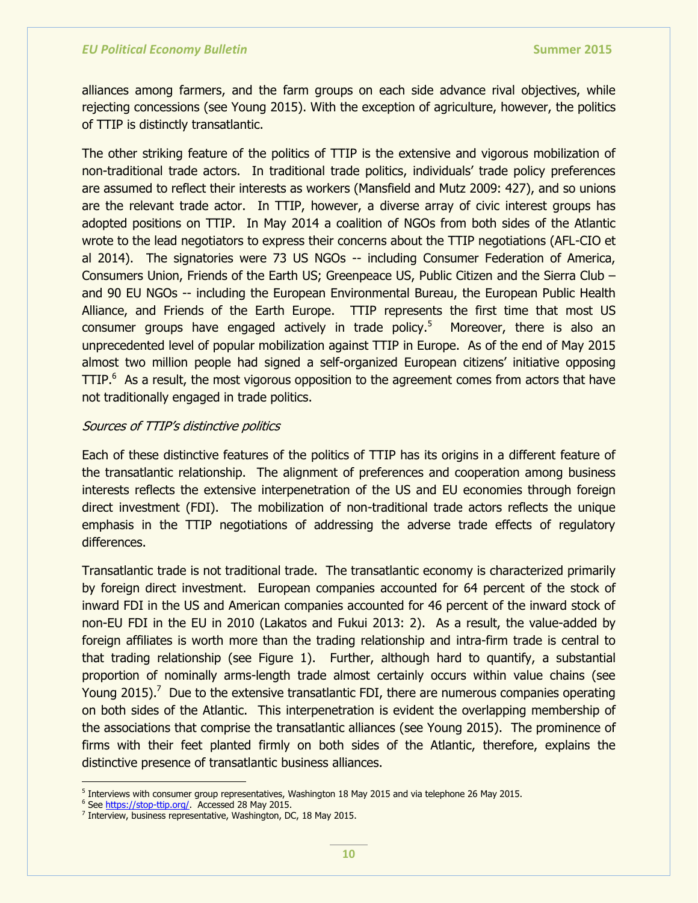alliances among farmers, and the farm groups on each side advance rival objectives, while rejecting concessions (see Young 2015). With the exception of agriculture, however, the politics of TTIP is distinctly transatlantic.

The other striking feature of the politics of TTIP is the extensive and vigorous mobilization of non-traditional trade actors. In traditional trade politics, individuals' trade policy preferences are assumed to reflect their interests as workers (Mansfield and Mutz 2009: 427), and so unions are the relevant trade actor. In TTIP, however, a diverse array of civic interest groups has adopted positions on TTIP. In May 2014 a coalition of NGOs from both sides of the Atlantic wrote to the lead negotiators to express their concerns about the TTIP negotiations (AFL-CIO et al 2014). The signatories were 73 US NGOs -- including Consumer Federation of America, Consumers Union, Friends of the Earth US; Greenpeace US, Public Citizen and the Sierra Club – and 90 EU NGOs -- including the European Environmental Bureau, the European Public Health Alliance, and Friends of the Earth Europe. TTIP represents the first time that most US consumer groups have engaged actively in trade policy.[5] Moreover, there is also an unprecedented level of popular mobilization against TTIP in Europe. As of the end of May 2015 almost two million people had signed a self-organized European citizens' initiative opposing TTIP.[6] As a result, the most vigorous opposition to the agreement comes from actors that have not traditionally engaged in trade politics.

*Sources of TTIP's distinctive politics*

Each of these distinctive features of the politics of TTIP has its origins in a different feature of the transatlantic relationship. The alignment of preferences and cooperation among business interests reflects the extensive interpenetration of the US and EU economies through foreign direct investment (FDI). The mobilization of non-traditional trade actors reflects the unique emphasis in the TTIP negotiations of addressing the adverse trade effects of regulatory differences.

Transatlantic trade is not traditional trade. The transatlantic economy is characterized primarily by foreign direct investment. European companies accounted for 64 percent of the stock of inward FDI in the US and American companies accounted for 46 percent of the inward stock of non-EU FDI in the EU in 2010 (Lakatos and Fukui 2013: 2). As a result, the value-added by foreign affiliates is worth more than the trading relationship and intra-firm trade is central to that trading relationship (see Figure 1). Further, although hard to quantify, a substantial proportion of nominally arms-length trade almost certainly occurs within value chains (see Young 2015).[7] Due to the extensive transatlantic FDI, there are numerous companies operating on both sides of the Atlantic. This interpenetration is evident the overlapping membership of the associations that comprise the transatlantic alliances (see Young 2015). The prominence of firms with their feet planted firmly on both sides of the Atlantic, therefore, explains the distinctive presence of transatlantic business alliances.

---

[5] Interviews with consumer group representatives, Washington 18 May 2015 and via telephone 26 May 2015.

[6] See https://stop-ttip.org/. Accessed 28 May 2015.

[7] Interview, business representative, Washington, DC, 18 May 2015.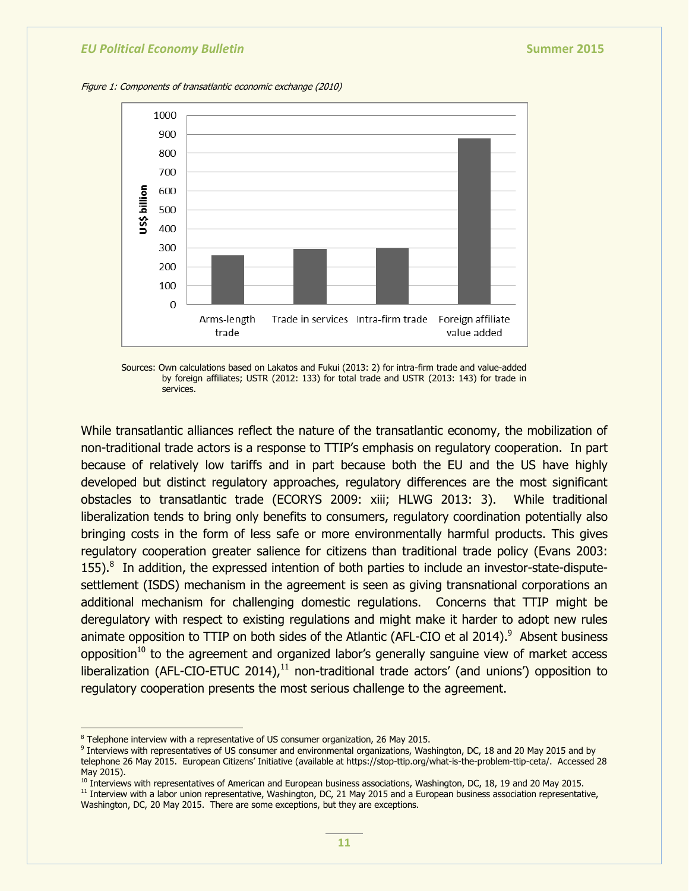*Figure 1: Components of transatlantic economic exchange (2010)*

Sources: Own calculations based on Lakatos and Fukui (2013: 2) for intra-firm trade and value-added by foreign affiliates; USTR (2012: 133) for total trade and USTR (2013: 143) for trade in services.

While transatlantic alliances reflect the nature of the transatlantic economy, the mobilization of non-traditional trade actors is a response to TTIP's emphasis on regulatory cooperation. In part because of relatively low tariffs and in part because both the EU and the US have highly developed but distinct regulatory approaches, regulatory differences are the most significant obstacles to transatlantic trade (ECORYS 2009: xiii; HLWG 2013: 3). While traditional liberalization tends to bring only benefits to consumers, regulatory coordination potentially also bringing costs in the form of less safe or more environmentally harmful products. This gives regulatory cooperation greater salience for citizens than traditional trade policy (Evans 2003: 155).[8] In addition, the expressed intention of both parties to include an investor-state-dispute-settlement (ISDS) mechanism in the agreement is seen as giving transnational corporations an additional mechanism for challenging domestic regulations. Concerns that TTIP might be deregulatory with respect to existing regulations and might make it harder to adopt new rules animate opposition to TTIP on both sides of the Atlantic (AFL-CIO et al 2014).[9] Absent business opposition[10] to the agreement and organized labor's generally sanguine view of market access liberalization (AFL-CIO-ETUC 2014),[11] non-traditional trade actors' (and unions') opposition to regulatory cooperation presents the most serious challenge to the agreement.

---

[8] Telephone interview with a representative of US consumer organization, 26 May 2015.

[9] Interviews with representatives of US consumer and environmental organizations, Washington, DC, 18 and 20 May 2015 and by telephone 26 May 2015. European Citizens' Initiative (available at https://stop-ttip.org/what-is-the-problem-ttip-ceta/. Accessed 28 May 2015).

[10] Interviews with representatives of American and European business associations, Washington, DC, 18, 19 and 20 May 2015.

[11] Interview with a labor union representative, Washington, DC, 21 May 2015 and a European business association representative, Washington, DC, 20 May 2015. There are some exceptions, but they are exceptions.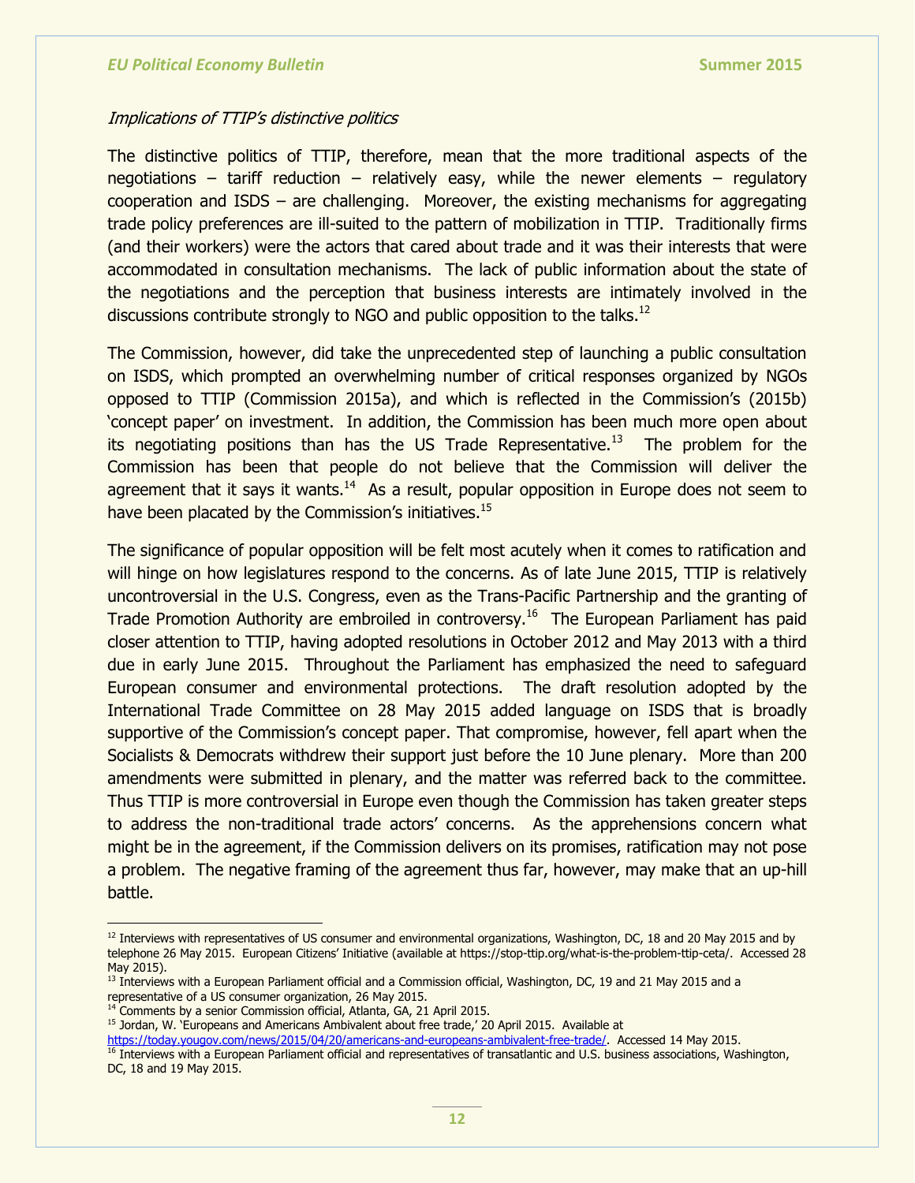*Implications of TTIP's distinctive politics*

The distinctive politics of TTIP, therefore, mean that the more traditional aspects of the negotiations – tariff reduction – relatively easy, while the newer elements – regulatory cooperation and ISDS – are challenging. Moreover, the existing mechanisms for aggregating trade policy preferences are ill-suited to the pattern of mobilization in TTIP. Traditionally firms (and their workers) were the actors that cared about trade and it was their interests that were accommodated in consultation mechanisms. The lack of public information about the state of the negotiations and the perception that business interests are intimately involved in the discussions contribute strongly to NGO and public opposition to the talks.[12]

The Commission, however, did take the unprecedented step of launching a public consultation on ISDS, which prompted an overwhelming number of critical responses organized by NGOs opposed to TTIP (Commission 2015a), and which is reflected in the Commission's (2015b) 'concept paper' on investment. In addition, the Commission has been much more open about its negotiating positions than has the US Trade Representative.[13] The problem for the Commission has been that people do not believe that the Commission will deliver the agreement that it says it wants.[14] As a result, popular opposition in Europe does not seem to have been placated by the Commission's initiatives.[15]

The significance of popular opposition will be felt most acutely when it comes to ratification and will hinge on how legislatures respond to the concerns. As of late June 2015, TTIP is relatively uncontroversial in the U.S. Congress, even as the Trans-Pacific Partnership and the granting of Trade Promotion Authority are embroiled in controversy.[16] The European Parliament has paid closer attention to TTIP, having adopted resolutions in October 2012 and May 2013 with a third due in early June 2015. Throughout the Parliament has emphasized the need to safeguard European consumer and environmental protections. The draft resolution adopted by the International Trade Committee on 28 May 2015 added language on ISDS that is broadly supportive of the Commission's concept paper. That compromise, however, fell apart when the Socialists & Democrats withdrew their support just before the 10 June plenary. More than 200 amendments were submitted in plenary, and the matter was referred back to the committee. Thus TTIP is more controversial in Europe even though the Commission has taken greater steps to address the non-traditional trade actors' concerns. As the apprehensions concern what might be in the agreement, if the Commission delivers on its promises, ratification may not pose a problem. The negative framing of the agreement thus far, however, may make that an up-hill battle.

---

[12] Interviews with representatives of US consumer and environmental organizations, Washington, DC, 18 and 20 May 2015 and by telephone 26 May 2015. European Citizens' Initiative (available at https://stop-ttip.org/what-is-the-problem-ttip-ceta/. Accessed 28 May 2015).

[13] Interviews with a European Parliament official and a Commission official, Washington, DC, 19 and 21 May 2015 and a representative of a US consumer organization, 26 May 2015.

[14] Comments by a senior Commission official, Atlanta, GA, 21 April 2015.

[15] Jordan, W. 'Europeans and Americans Ambivalent about free trade,' 20 April 2015. Available at https://today.yougov.com/news/2015/04/20/americans-and-europeans-ambivalent-free-trade/. Accessed 14 May 2015.

[16] Interviews with a European Parliament official and representatives of transatlantic and U.S. business associations, Washington, DC, 18 and 19 May 2015.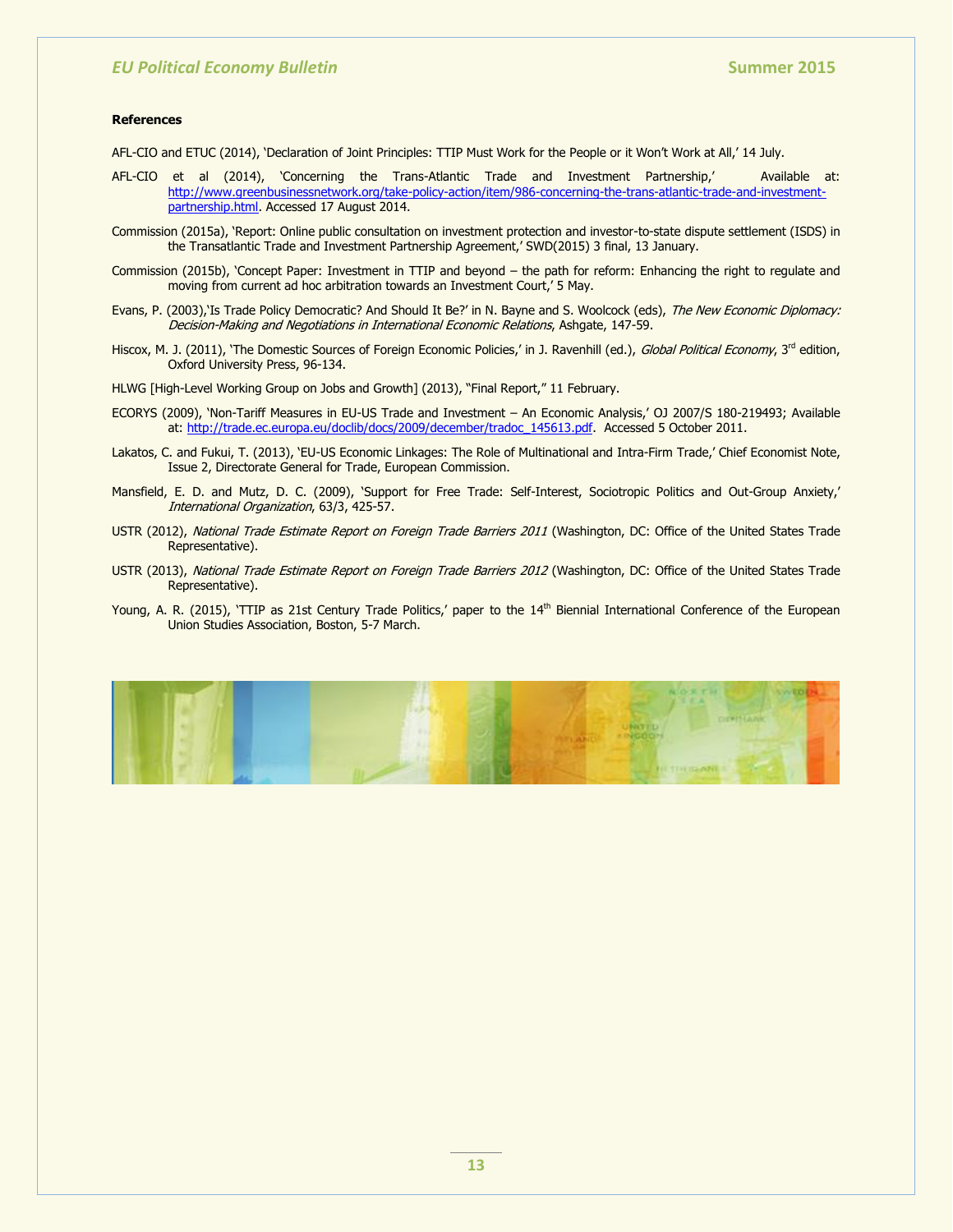**References**

AFL-CIO and ETUC (2014), 'Declaration of Joint Principles: TTIP Must Work for the People or it Won't Work at All,' 14 July.

AFL-CIO et al (2014), 'Concerning the Trans-Atlantic Trade and Investment Partnership,' Available at: http://www.greenbusinessnetwork.org/take-policy-action/item/986-concerning-the-trans-atlantic-trade-and-investment-partnership.html. Accessed 17 August 2014.

Commission (2015a), 'Report: Online public consultation on investment protection and investor-to-state dispute settlement (ISDS) in the Transatlantic Trade and Investment Partnership Agreement,' SWD(2015) 3 final, 13 January.

Commission (2015b), 'Concept Paper: Investment in TTIP and beyond – the path for reform: Enhancing the right to regulate and moving from current ad hoc arbitration towards an Investment Court,' 5 May.

Evans, P. (2003),'Is Trade Policy Democratic? And Should It Be?' in N. Bayne and S. Woolcock (eds), *The New Economic Diplomacy: Decision-Making and Negotiations in International Economic Relations*, Ashgate, 147-59.

Hiscox, M. J. (2011), 'The Domestic Sources of Foreign Economic Policies,' in J. Ravenhill (ed.), *Global Political Economy*, 3rd edition, Oxford University Press, 96-134.

HLWG [High-Level Working Group on Jobs and Growth] (2013), "Final Report," 11 February.

ECORYS (2009), 'Non-Tariff Measures in EU-US Trade and Investment – An Economic Analysis,' OJ 2007/S 180-219493; Available at: http://trade.ec.europa.eu/doclib/docs/2009/december/tradoc_145613.pdf. Accessed 5 October 2011.

Lakatos, C. and Fukui, T. (2013), 'EU-US Economic Linkages: The Role of Multinational and Intra-Firm Trade,' Chief Economist Note, Issue 2, Directorate General for Trade, European Commission.

Mansfield, E. D. and Mutz, D. C. (2009), 'Support for Free Trade: Self-Interest, Sociotropic Politics and Out-Group Anxiety,' *International Organization*, 63/3, 425-57.

USTR (2012), *National Trade Estimate Report on Foreign Trade Barriers 2011* (Washington, DC: Office of the United States Trade Representative).

USTR (2013), *National Trade Estimate Report on Foreign Trade Barriers 2012* (Washington, DC: Office of the United States Trade Representative).

Young, A. R. (2015), 'TTIP as 21st Century Trade Politics,' paper to the 14th Biennial International Conference of the European Union Studies Association, Boston, 5-7 March.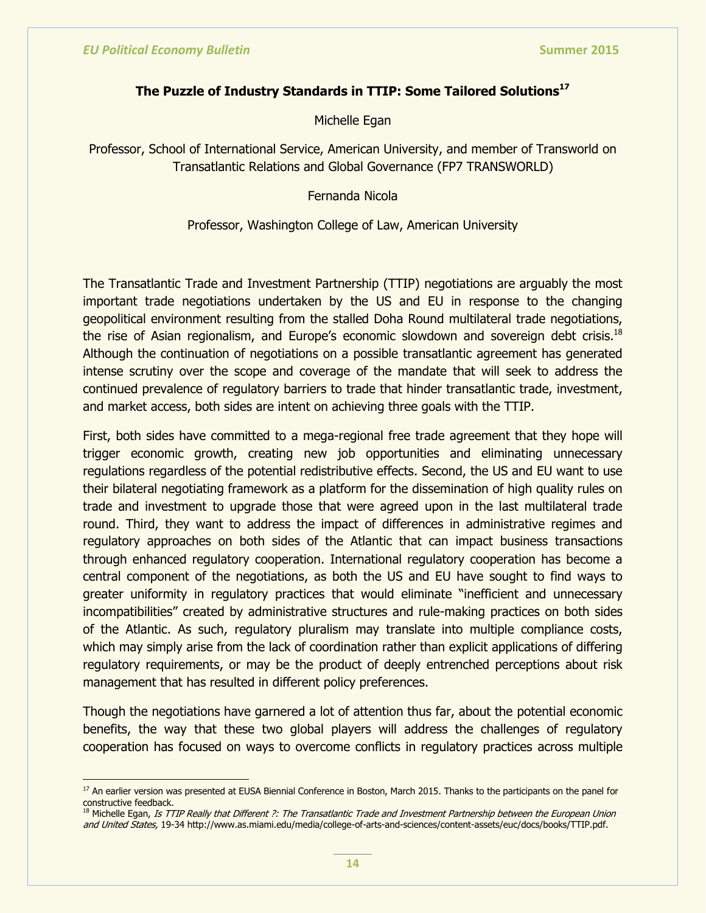## The Puzzle of Industry Standards in TTIP: Some Tailored Solutions[17]

Michelle Egan

Professor, School of International Service, American University, and member of Transworld on Transatlantic Relations and Global Governance (FP7 TRANSWORLD)

Fernanda Nicola

Professor, Washington College of Law, American University

The Transatlantic Trade and Investment Partnership (TTIP) negotiations are arguably the most important trade negotiations undertaken by the US and EU in response to the changing geopolitical environment resulting from the stalled Doha Round multilateral trade negotiations, the rise of Asian regionalism, and Europe's economic slowdown and sovereign debt crisis.[18] Although the continuation of negotiations on a possible transatlantic agreement has generated intense scrutiny over the scope and coverage of the mandate that will seek to address the continued prevalence of regulatory barriers to trade that hinder transatlantic trade, investment, and market access, both sides are intent on achieving three goals with the TTIP.

First, both sides have committed to a mega-regional free trade agreement that they hope will trigger economic growth, creating new job opportunities and eliminating unnecessary regulations regardless of the potential redistributive effects. Second, the US and EU want to use their bilateral negotiating framework as a platform for the dissemination of high quality rules on trade and investment to upgrade those that were agreed upon in the last multilateral trade round. Third, they want to address the impact of differences in administrative regimes and regulatory approaches on both sides of the Atlantic that can impact business transactions through enhanced regulatory cooperation. International regulatory cooperation has become a central component of the negotiations, as both the US and EU have sought to find ways to greater uniformity in regulatory practices that would eliminate "inefficient and unnecessary incompatibilities" created by administrative structures and rule-making practices on both sides of the Atlantic. As such, regulatory pluralism may translate into multiple compliance costs, which may simply arise from the lack of coordination rather than explicit applications of differing regulatory requirements, or may be the product of deeply entrenched perceptions about risk management that has resulted in different policy preferences.

Though the negotiations have garnered a lot of attention thus far, about the potential economic benefits, the way that these two global players will address the challenges of regulatory cooperation has focused on ways to overcome conflicts in regulatory practices across multiple

---

[17] An earlier version was presented at EUSA Biennial Conference in Boston, March 2015. Thanks to the participants on the panel for constructive feedback.

[18] Michelle Egan, *Is TTIP Really that Different ?: The Transatlantic Trade and Investment Partnership between the European Union and United States,* 19-34 http://www.as.miami.edu/media/college-of-arts-and-sciences/content-assets/euc/docs/books/TTIP.pdf.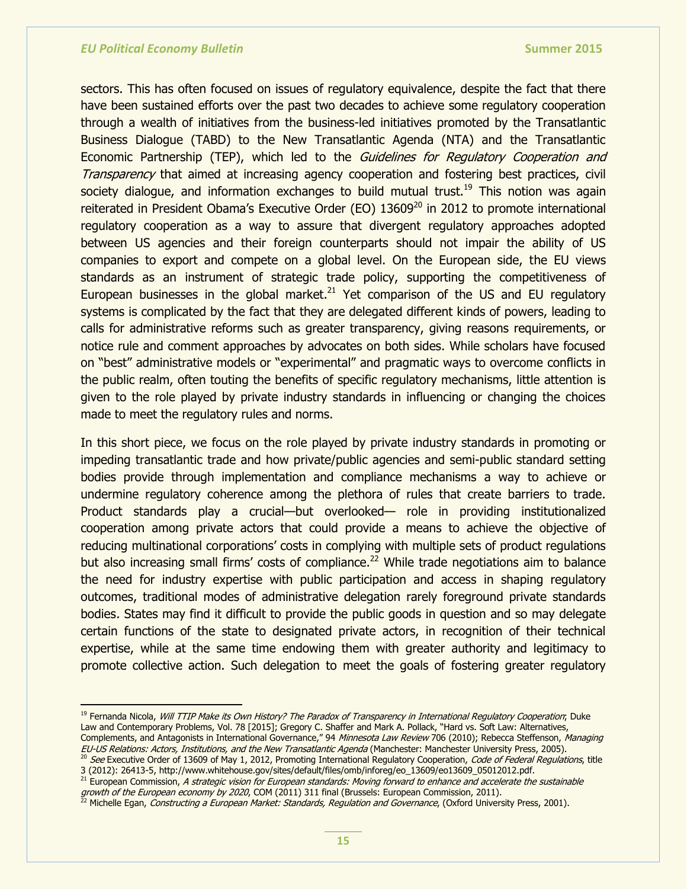sectors. This has often focused on issues of regulatory equivalence, despite the fact that there have been sustained efforts over the past two decades to achieve some regulatory cooperation through a wealth of initiatives from the business-led initiatives promoted by the Transatlantic Business Dialogue (TABD) to the New Transatlantic Agenda (NTA) and the Transatlantic Economic Partnership (TEP), which led to the *Guidelines for Regulatory Cooperation and Transparency* that aimed at increasing agency cooperation and fostering best practices, civil society dialogue, and information exchanges to build mutual trust.[19] This notion was again reiterated in President Obama's Executive Order (EO) 13609[20] in 2012 to promote international regulatory cooperation as a way to assure that divergent regulatory approaches adopted between US agencies and their foreign counterparts should not impair the ability of US companies to export and compete on a global level. On the European side, the EU views standards as an instrument of strategic trade policy, supporting the competitiveness of European businesses in the global market.[21] Yet comparison of the US and EU regulatory systems is complicated by the fact that they are delegated different kinds of powers, leading to calls for administrative reforms such as greater transparency, giving reasons requirements, or notice rule and comment approaches by advocates on both sides. While scholars have focused on "best" administrative models or "experimental" and pragmatic ways to overcome conflicts in the public realm, often touting the benefits of specific regulatory mechanisms, little attention is given to the role played by private industry standards in influencing or changing the choices made to meet the regulatory rules and norms.

In this short piece, we focus on the role played by private industry standards in promoting or impeding transatlantic trade and how private/public agencies and semi-public standard setting bodies provide through implementation and compliance mechanisms a way to achieve or undermine regulatory coherence among the plethora of rules that create barriers to trade. Product standards play a crucial—but overlooked— role in providing institutionalized cooperation among private actors that could provide a means to achieve the objective of reducing multinational corporations' costs in complying with multiple sets of product regulations but also increasing small firms' costs of compliance.[22] While trade negotiations aim to balance the need for industry expertise with public participation and access in shaping regulatory outcomes, traditional modes of administrative delegation rarely foreground private standards bodies. States may find it difficult to provide the public goods in question and so may delegate certain functions of the state to designated private actors, in recognition of their technical expertise, while at the same time endowing them with greater authority and legitimacy to promote collective action. Such delegation to meet the goals of fostering greater regulatory

---

[19] Fernanda Nicola, *Will TTIP Make its Own History? The Paradox of Transparency in International Regulatory Cooperation*; Duke Law and Contemporary Problems, Vol. 78 [2015]; Gregory C. Shaffer and Mark A. Pollack, "Hard vs. Soft Law: Alternatives, Complements, and Antagonists in International Governance," 94 *Minnesota Law Review* 706 (2010); Rebecca Steffenson, *Managing EU-US Relations: Actors, Institutions, and the New Transatlantic Agenda* (Manchester: Manchester University Press, 2005).

[20] *See* Executive Order of 13609 of May 1, 2012, Promoting International Regulatory Cooperation, *Code of Federal Regulations*, title 3 (2012): 26413-5, http://www.whitehouse.gov/sites/default/files/omb/inforeg/eo_13609/eo13609_05012012.pdf.

[21] European Commission, *A strategic vision for European standards: Moving forward to enhance and accelerate the sustainable growth of the European economy by 2020*, COM (2011) 311 final (Brussels: European Commission, 2011).

[22] Michelle Egan, *Constructing a European Market: Standards, Regulation and Governance*, (Oxford University Press, 2001).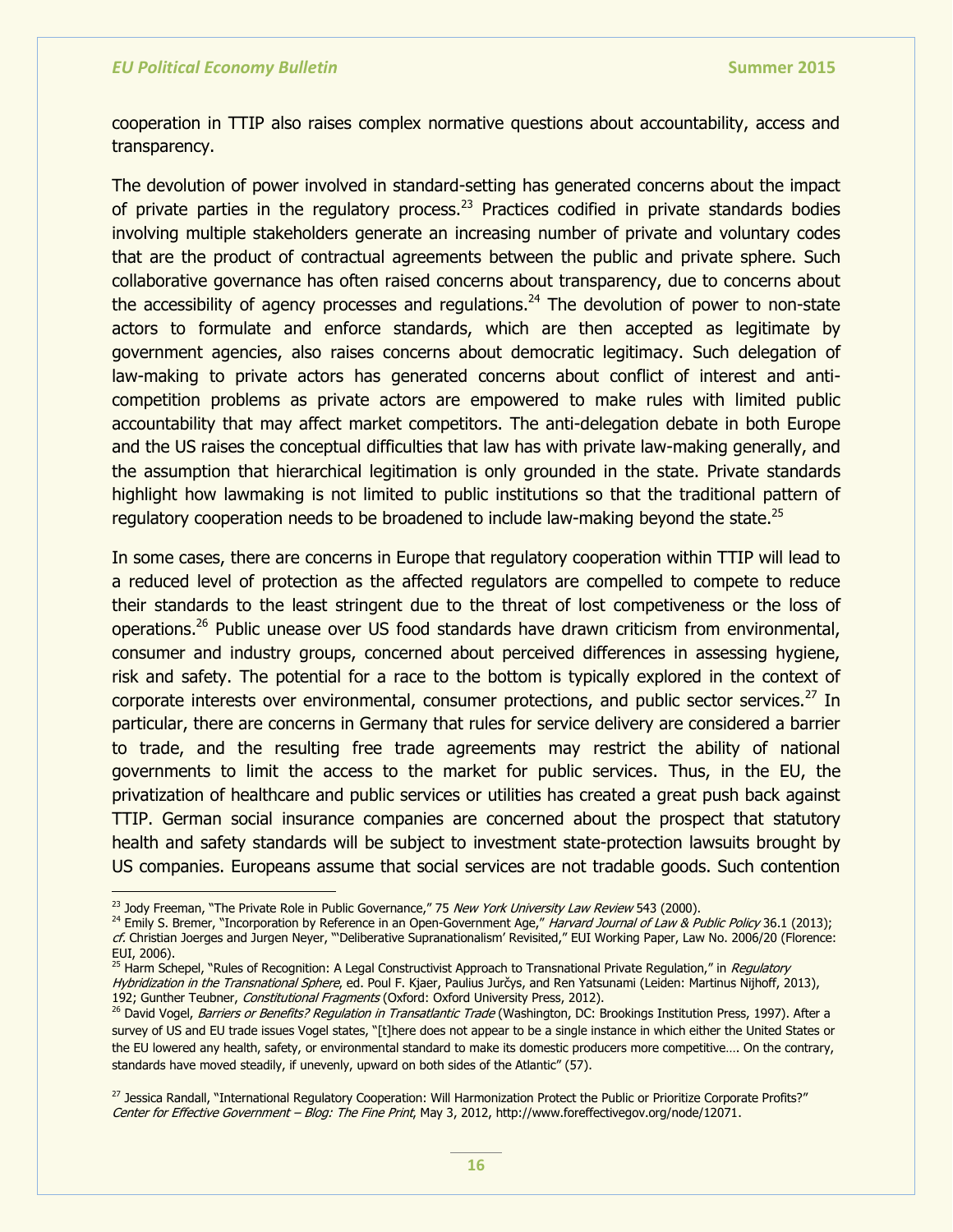cooperation in TTIP also raises complex normative questions about accountability, access and transparency.

The devolution of power involved in standard-setting has generated concerns about the impact of private parties in the regulatory process.[23] Practices codified in private standards bodies involving multiple stakeholders generate an increasing number of private and voluntary codes that are the product of contractual agreements between the public and private sphere. Such collaborative governance has often raised concerns about transparency, due to concerns about the accessibility of agency processes and regulations.[24] The devolution of power to non-state actors to formulate and enforce standards, which are then accepted as legitimate by government agencies, also raises concerns about democratic legitimacy. Such delegation of law-making to private actors has generated concerns about conflict of interest and anti-competition problems as private actors are empowered to make rules with limited public accountability that may affect market competitors. The anti-delegation debate in both Europe and the US raises the conceptual difficulties that law has with private law-making generally, and the assumption that hierarchical legitimation is only grounded in the state. Private standards highlight how lawmaking is not limited to public institutions so that the traditional pattern of regulatory cooperation needs to be broadened to include law-making beyond the state.[25]

In some cases, there are concerns in Europe that regulatory cooperation within TTIP will lead to a reduced level of protection as the affected regulators are compelled to compete to reduce their standards to the least stringent due to the threat of lost competiveness or the loss of operations.[26] Public unease over US food standards have drawn criticism from environmental, consumer and industry groups, concerned about perceived differences in assessing hygiene, risk and safety. The potential for a race to the bottom is typically explored in the context of corporate interests over environmental, consumer protections, and public sector services.[27] In particular, there are concerns in Germany that rules for service delivery are considered a barrier to trade, and the resulting free trade agreements may restrict the ability of national governments to limit the access to the market for public services. Thus, in the EU, the privatization of healthcare and public services or utilities has created a great push back against TTIP. German social insurance companies are concerned about the prospect that statutory health and safety standards will be subject to investment state-protection lawsuits brought by US companies. Europeans assume that social services are not tradable goods. Such contention

---

[23] Jody Freeman, "The Private Role in Public Governance," 75 *New York University Law Review* 543 (2000).

[24] Emily S. Bremer, "Incorporation by Reference in an Open-Government Age," *Harvard Journal of Law & Public Policy* 36.1 (2013); *cf.* Christian Joerges and Jurgen Neyer, "'Deliberative Supranationalism' Revisited," EUI Working Paper, Law No. 2006/20 (Florence: EUI, 2006).

[25] Harm Schepel, "Rules of Recognition: A Legal Constructivist Approach to Transnational Private Regulation," in *Regulatory Hybridization in the Transnational Sphere*, ed. Poul F. Kjaer, Paulius Jurčys, and Ren Yatsunami (Leiden: Martinus Nijhoff, 2013), 192; Gunther Teubner, *Constitutional Fragments* (Oxford: Oxford University Press, 2012).

[26] David Vogel, *Barriers or Benefits? Regulation in Transatlantic Trade* (Washington, DC: Brookings Institution Press, 1997). After a survey of US and EU trade issues Vogel states, "[t]here does not appear to be a single instance in which either the United States or the EU lowered any health, safety, or environmental standard to make its domestic producers more competitive…. On the contrary, standards have moved steadily, if unevenly, upward on both sides of the Atlantic" (57).

[27] Jessica Randall, "International Regulatory Cooperation: Will Harmonization Protect the Public or Prioritize Corporate Profits?" *Center for Effective Government – Blog: The Fine Print*, May 3, 2012, http://www.foreffectivegov.org/node/12071.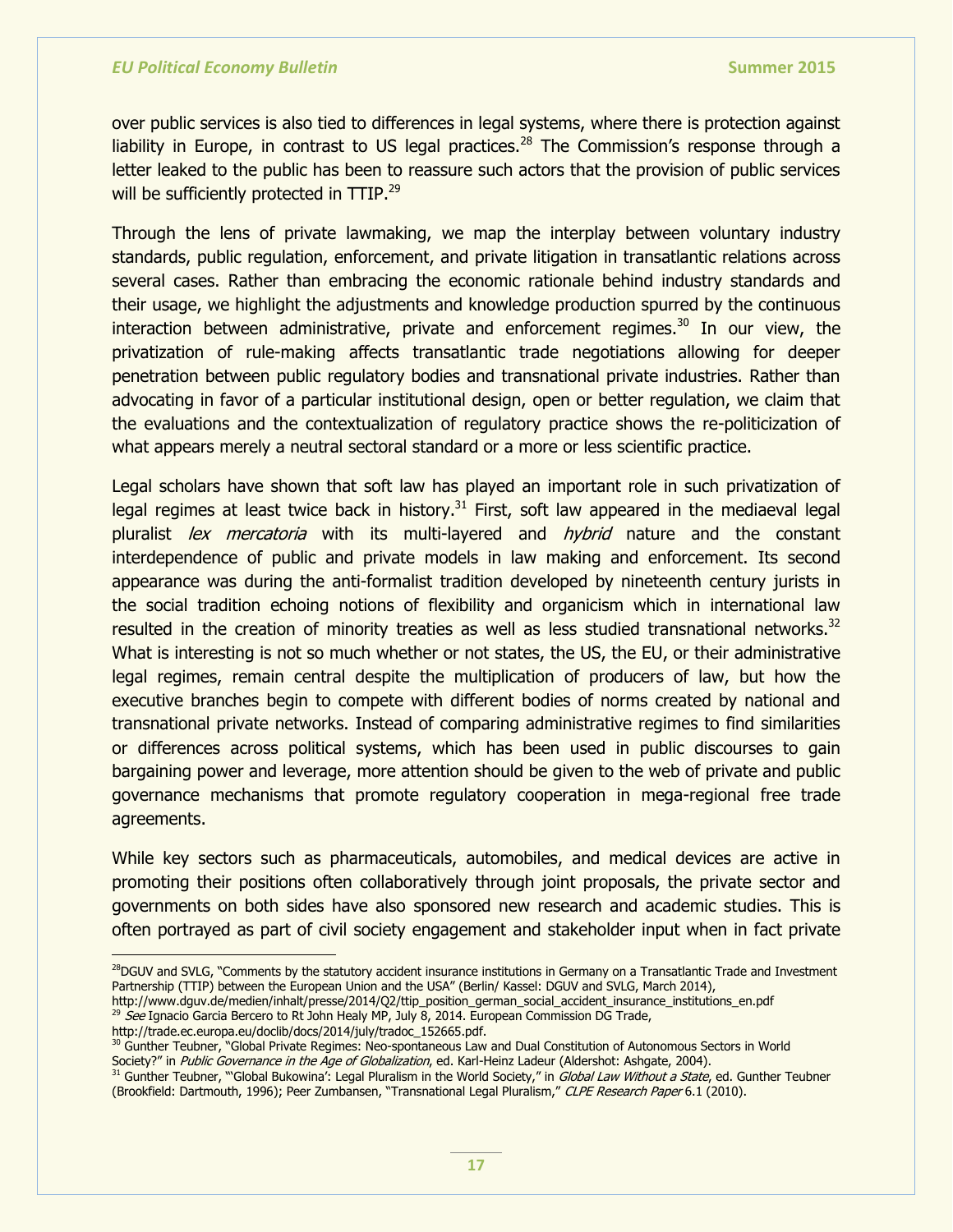over public services is also tied to differences in legal systems, where there is protection against liability in Europe, in contrast to US legal practices.[28] The Commission's response through a letter leaked to the public has been to reassure such actors that the provision of public services will be sufficiently protected in TTIP.[29]

Through the lens of private lawmaking, we map the interplay between voluntary industry standards, public regulation, enforcement, and private litigation in transatlantic relations across several cases. Rather than embracing the economic rationale behind industry standards and their usage, we highlight the adjustments and knowledge production spurred by the continuous interaction between administrative, private and enforcement regimes.[30] In our view, the privatization of rule-making affects transatlantic trade negotiations allowing for deeper penetration between public regulatory bodies and transnational private industries. Rather than advocating in favor of a particular institutional design, open or better regulation, we claim that the evaluations and the contextualization of regulatory practice shows the re-politicization of what appears merely a neutral sectoral standard or a more or less scientific practice.

Legal scholars have shown that soft law has played an important role in such privatization of legal regimes at least twice back in history.[31] First, soft law appeared in the mediaeval legal pluralist *lex mercatoria* with its multi-layered and *hybrid* nature and the constant interdependence of public and private models in law making and enforcement. Its second appearance was during the anti-formalist tradition developed by nineteenth century jurists in the social tradition echoing notions of flexibility and organicism which in international law resulted in the creation of minority treaties as well as less studied transnational networks.[32] What is interesting is not so much whether or not states, the US, the EU, or their administrative legal regimes, remain central despite the multiplication of producers of law, but how the executive branches begin to compete with different bodies of norms created by national and transnational private networks. Instead of comparing administrative regimes to find similarities or differences across political systems, which has been used in public discourses to gain bargaining power and leverage, more attention should be given to the web of private and public governance mechanisms that promote regulatory cooperation in mega-regional free trade agreements.

While key sectors such as pharmaceuticals, automobiles, and medical devices are active in promoting their positions often collaboratively through joint proposals, the private sector and governments on both sides have also sponsored new research and academic studies. This is often portrayed as part of civil society engagement and stakeholder input when in fact private

---

[28] DGUV and SVLG, "Comments by the statutory accident insurance institutions in Germany on a Transatlantic Trade and Investment Partnership (TTIP) between the European Union and the USA" (Berlin/ Kassel: DGUV and SVLG, March 2014), http://www.dguv.de/medien/inhalt/presse/2014/Q2/ttip_position_german_social_accident_insurance_institutions_en.pdf

[29] *See* Ignacio Garcia Bercero to Rt John Healy MP, July 8, 2014. European Commission DG Trade, http://trade.ec.europa.eu/doclib/docs/2014/july/tradoc_152665.pdf.

[30] Gunther Teubner, "Global Private Regimes: Neo-spontaneous Law and Dual Constitution of Autonomous Sectors in World Society?" in *Public Governance in the Age of Globalization*, ed. Karl-Heinz Ladeur (Aldershot: Ashgate, 2004).

[31] Gunther Teubner, "'Global Bukowina': Legal Pluralism in the World Society," in *Global Law Without a State*, ed. Gunther Teubner (Brookfield: Dartmouth, 1996); Peer Zumbansen, "Transnational Legal Pluralism," *CLPE Research Paper* 6.1 (2010).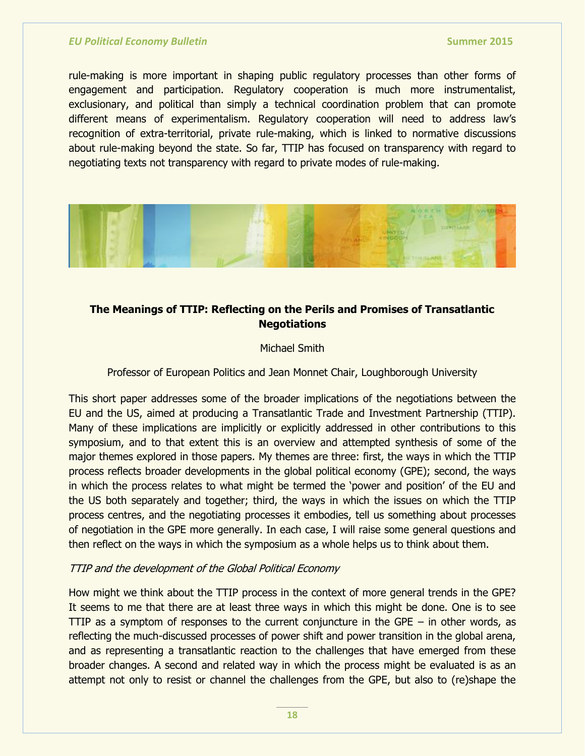rule-making is more important in shaping public regulatory processes than other forms of engagement and participation. Regulatory cooperation is much more instrumentalist, exclusionary, and political than simply a technical coordination problem that can promote different means of experimentalism. Regulatory cooperation will need to address law's recognition of extra-territorial, private rule-making, which is linked to normative discussions about rule-making beyond the state. So far, TTIP has focused on transparency with regard to negotiating texts not transparency with regard to private modes of rule-making.

## The Meanings of TTIP: Reflecting on the Perils and Promises of Transatlantic Negotiations

Michael Smith

Professor of European Politics and Jean Monnet Chair, Loughborough University

This short paper addresses some of the broader implications of the negotiations between the EU and the US, aimed at producing a Transatlantic Trade and Investment Partnership (TTIP). Many of these implications are implicitly or explicitly addressed in other contributions to this symposium, and to that extent this is an overview and attempted synthesis of some of the major themes explored in those papers. My themes are three: first, the ways in which the TTIP process reflects broader developments in the global political economy (GPE); second, the ways in which the process relates to what might be termed the 'power and position' of the EU and the US both separately and together; third, the ways in which the issues on which the TTIP process centres, and the negotiating processes it embodies, tell us something about processes of negotiation in the GPE more generally. In each case, I will raise some general questions and then reflect on the ways in which the symposium as a whole helps us to think about them.

*TTIP and the development of the Global Political Economy*

How might we think about the TTIP process in the context of more general trends in the GPE? It seems to me that there are at least three ways in which this might be done. One is to see TTIP as a symptom of responses to the current conjuncture in the GPE – in other words, as reflecting the much-discussed processes of power shift and power transition in the global arena, and as representing a transatlantic reaction to the challenges that have emerged from these broader changes. A second and related way in which the process might be evaluated is as an attempt not only to resist or channel the challenges from the GPE, but also to (re)shape the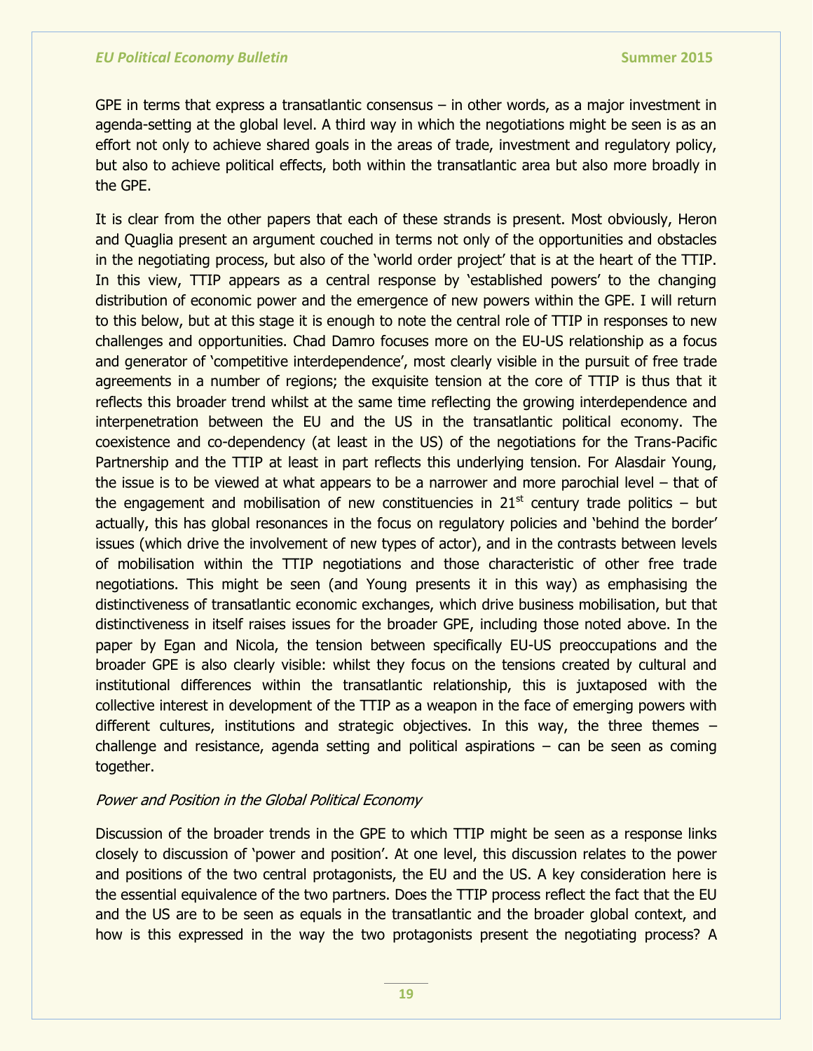GPE in terms that express a transatlantic consensus – in other words, as a major investment in agenda-setting at the global level. A third way in which the negotiations might be seen is as an effort not only to achieve shared goals in the areas of trade, investment and regulatory policy, but also to achieve political effects, both within the transatlantic area but also more broadly in the GPE.

It is clear from the other papers that each of these strands is present. Most obviously, Heron and Quaglia present an argument couched in terms not only of the opportunities and obstacles in the negotiating process, but also of the 'world order project' that is at the heart of the TTIP. In this view, TTIP appears as a central response by 'established powers' to the changing distribution of economic power and the emergence of new powers within the GPE. I will return to this below, but at this stage it is enough to note the central role of TTIP in responses to new challenges and opportunities. Chad Damro focuses more on the EU-US relationship as a focus and generator of 'competitive interdependence', most clearly visible in the pursuit of free trade agreements in a number of regions; the exquisite tension at the core of TTIP is thus that it reflects this broader trend whilst at the same time reflecting the growing interdependence and interpenetration between the EU and the US in the transatlantic political economy. The coexistence and co-dependency (at least in the US) of the negotiations for the Trans-Pacific Partnership and the TTIP at least in part reflects this underlying tension. For Alasdair Young, the issue is to be viewed at what appears to be a narrower and more parochial level – that of the engagement and mobilisation of new constituencies in 21st century trade politics – but actually, this has global resonances in the focus on regulatory policies and 'behind the border' issues (which drive the involvement of new types of actor), and in the contrasts between levels of mobilisation within the TTIP negotiations and those characteristic of other free trade negotiations. This might be seen (and Young presents it in this way) as emphasising the distinctiveness of transatlantic economic exchanges, which drive business mobilisation, but that distinctiveness in itself raises issues for the broader GPE, including those noted above. In the paper by Egan and Nicola, the tension between specifically EU-US preoccupations and the broader GPE is also clearly visible: whilst they focus on the tensions created by cultural and institutional differences within the transatlantic relationship, this is juxtaposed with the collective interest in development of the TTIP as a weapon in the face of emerging powers with different cultures, institutions and strategic objectives. In this way, the three themes – challenge and resistance, agenda setting and political aspirations – can be seen as coming together.

*Power and Position in the Global Political Economy*

Discussion of the broader trends in the GPE to which TTIP might be seen as a response links closely to discussion of 'power and position'. At one level, this discussion relates to the power and positions of the two central protagonists, the EU and the US. A key consideration here is the essential equivalence of the two partners. Does the TTIP process reflect the fact that the EU and the US are to be seen as equals in the transatlantic and the broader global context, and how is this expressed in the way the two protagonists present the negotiating process? A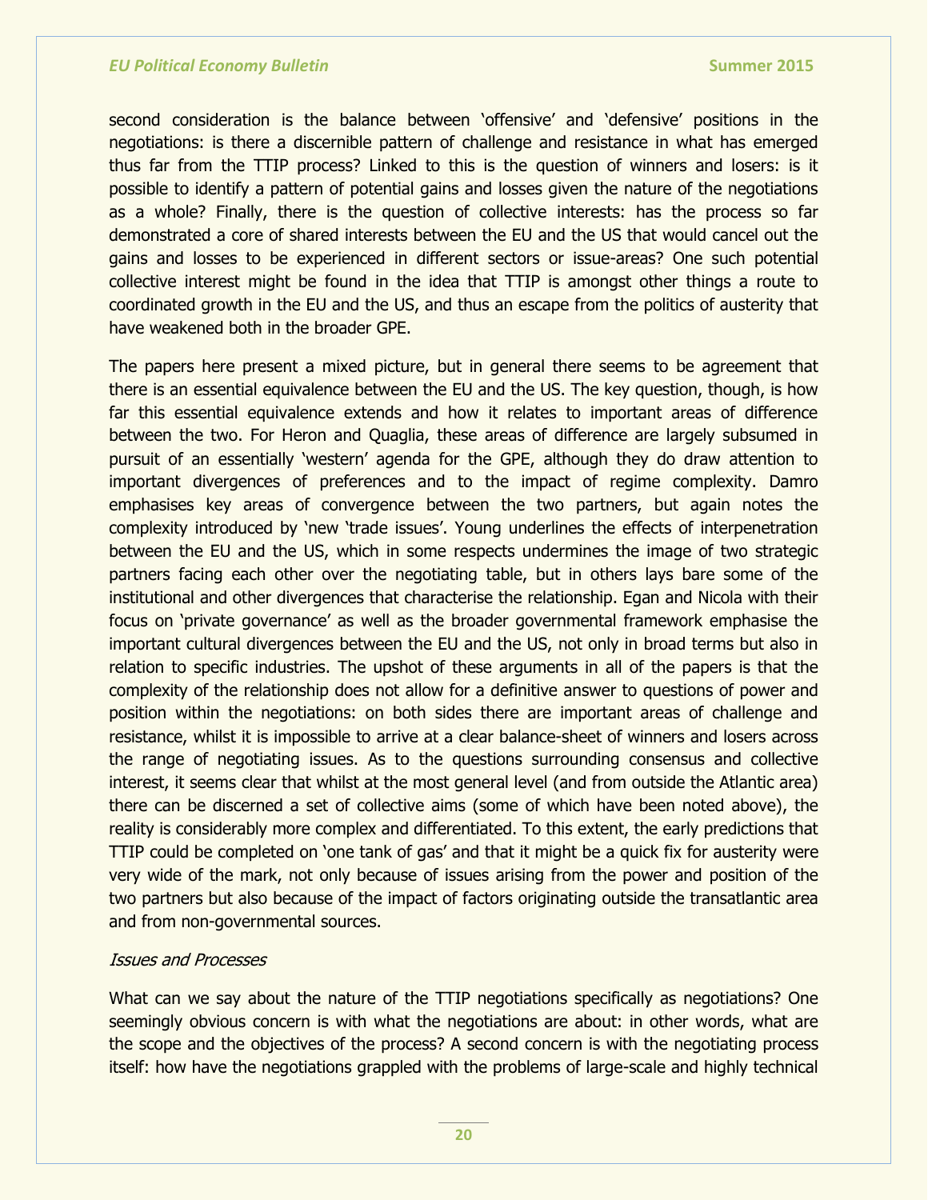second consideration is the balance between 'offensive' and 'defensive' positions in the negotiations: is there a discernible pattern of challenge and resistance in what has emerged thus far from the TTIP process? Linked to this is the question of winners and losers: is it possible to identify a pattern of potential gains and losses given the nature of the negotiations as a whole? Finally, there is the question of collective interests: has the process so far demonstrated a core of shared interests between the EU and the US that would cancel out the gains and losses to be experienced in different sectors or issue-areas? One such potential collective interest might be found in the idea that TTIP is amongst other things a route to coordinated growth in the EU and the US, and thus an escape from the politics of austerity that have weakened both in the broader GPE.

The papers here present a mixed picture, but in general there seems to be agreement that there is an essential equivalence between the EU and the US. The key question, though, is how far this essential equivalence extends and how it relates to important areas of difference between the two. For Heron and Quaglia, these areas of difference are largely subsumed in pursuit of an essentially 'western' agenda for the GPE, although they do draw attention to important divergences of preferences and to the impact of regime complexity. Damro emphasises key areas of convergence between the two partners, but again notes the complexity introduced by 'new 'trade issues'. Young underlines the effects of interpenetration between the EU and the US, which in some respects undermines the image of two strategic partners facing each other over the negotiating table, but in others lays bare some of the institutional and other divergences that characterise the relationship. Egan and Nicola with their focus on 'private governance' as well as the broader governmental framework emphasise the important cultural divergences between the EU and the US, not only in broad terms but also in relation to specific industries. The upshot of these arguments in all of the papers is that the complexity of the relationship does not allow for a definitive answer to questions of power and position within the negotiations: on both sides there are important areas of challenge and resistance, whilst it is impossible to arrive at a clear balance-sheet of winners and losers across the range of negotiating issues. As to the questions surrounding consensus and collective interest, it seems clear that whilst at the most general level (and from outside the Atlantic area) there can be discerned a set of collective aims (some of which have been noted above), the reality is considerably more complex and differentiated. To this extent, the early predictions that TTIP could be completed on 'one tank of gas' and that it might be a quick fix for austerity were very wide of the mark, not only because of issues arising from the power and position of the two partners but also because of the impact of factors originating outside the transatlantic area and from non-governmental sources.

*Issues and Processes*

What can we say about the nature of the TTIP negotiations specifically as negotiations? One seemingly obvious concern is with what the negotiations are about: in other words, what are the scope and the objectives of the process? A second concern is with the negotiating process itself: how have the negotiations grappled with the problems of large-scale and highly technical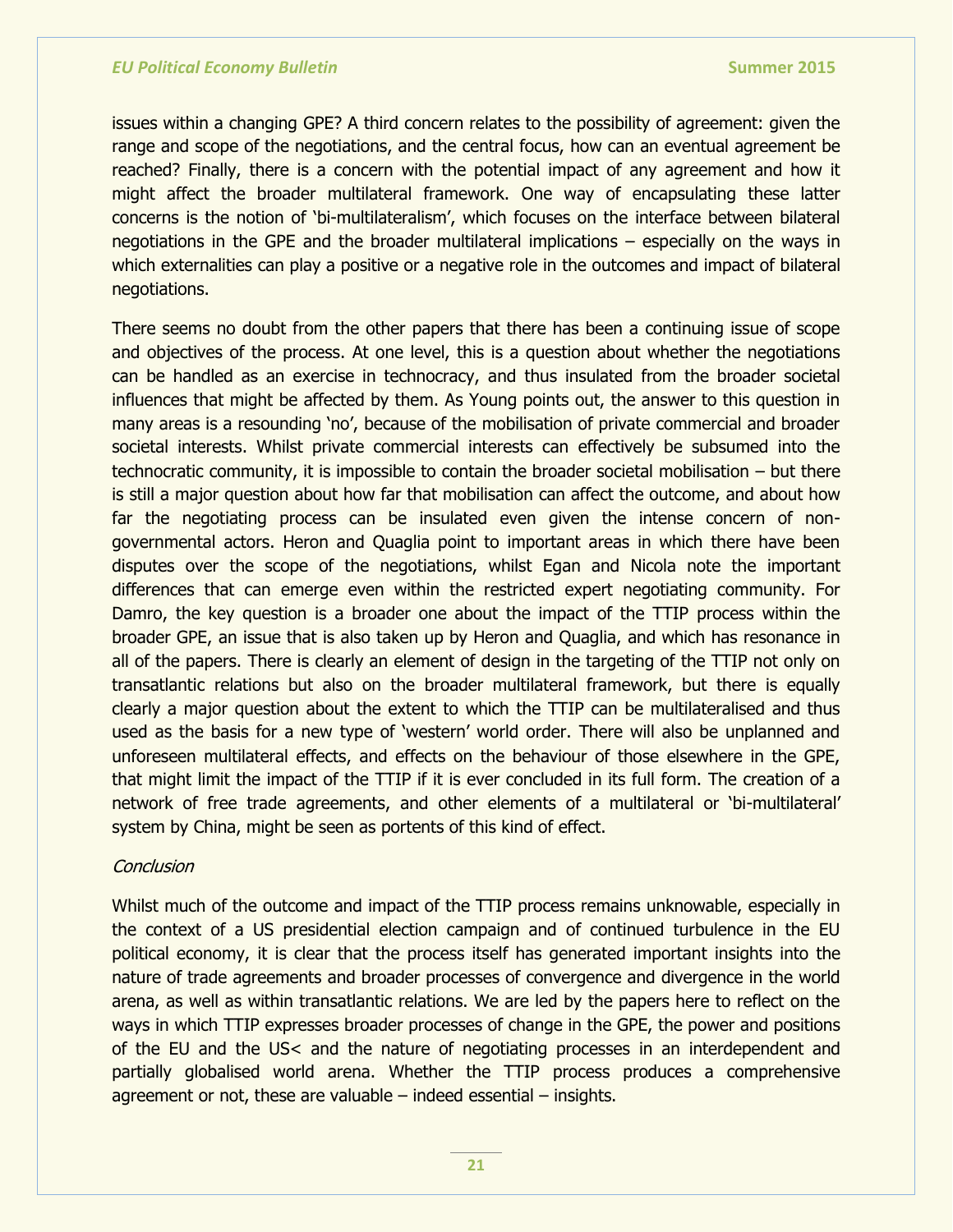issues within a changing GPE? A third concern relates to the possibility of agreement: given the range and scope of the negotiations, and the central focus, how can an eventual agreement be reached? Finally, there is a concern with the potential impact of any agreement and how it might affect the broader multilateral framework. One way of encapsulating these latter concerns is the notion of 'bi-multilateralism', which focuses on the interface between bilateral negotiations in the GPE and the broader multilateral implications – especially on the ways in which externalities can play a positive or a negative role in the outcomes and impact of bilateral negotiations.

There seems no doubt from the other papers that there has been a continuing issue of scope and objectives of the process. At one level, this is a question about whether the negotiations can be handled as an exercise in technocracy, and thus insulated from the broader societal influences that might be affected by them. As Young points out, the answer to this question in many areas is a resounding 'no', because of the mobilisation of private commercial and broader societal interests. Whilst private commercial interests can effectively be subsumed into the technocratic community, it is impossible to contain the broader societal mobilisation – but there is still a major question about how far that mobilisation can affect the outcome, and about how far the negotiating process can be insulated even given the intense concern of non-governmental actors. Heron and Quaglia point to important areas in which there have been disputes over the scope of the negotiations, whilst Egan and Nicola note the important differences that can emerge even within the restricted expert negotiating community. For Damro, the key question is a broader one about the impact of the TTIP process within the broader GPE, an issue that is also taken up by Heron and Quaglia, and which has resonance in all of the papers. There is clearly an element of design in the targeting of the TTIP not only on transatlantic relations but also on the broader multilateral framework, but there is equally clearly a major question about the extent to which the TTIP can be multilateralised and thus used as the basis for a new type of 'western' world order. There will also be unplanned and unforeseen multilateral effects, and effects on the behaviour of those elsewhere in the GPE, that might limit the impact of the TTIP if it is ever concluded in its full form. The creation of a network of free trade agreements, and other elements of a multilateral or 'bi-multilateral' system by China, might be seen as portents of this kind of effect.

*Conclusion*

Whilst much of the outcome and impact of the TTIP process remains unknowable, especially in the context of a US presidential election campaign and of continued turbulence in the EU political economy, it is clear that the process itself has generated important insights into the nature of trade agreements and broader processes of convergence and divergence in the world arena, as well as within transatlantic relations. We are led by the papers here to reflect on the ways in which TTIP expresses broader processes of change in the GPE, the power and positions of the EU and the US< and the nature of negotiating processes in an interdependent and partially globalised world arena. Whether the TTIP process produces a comprehensive agreement or not, these are valuable – indeed essential – insights.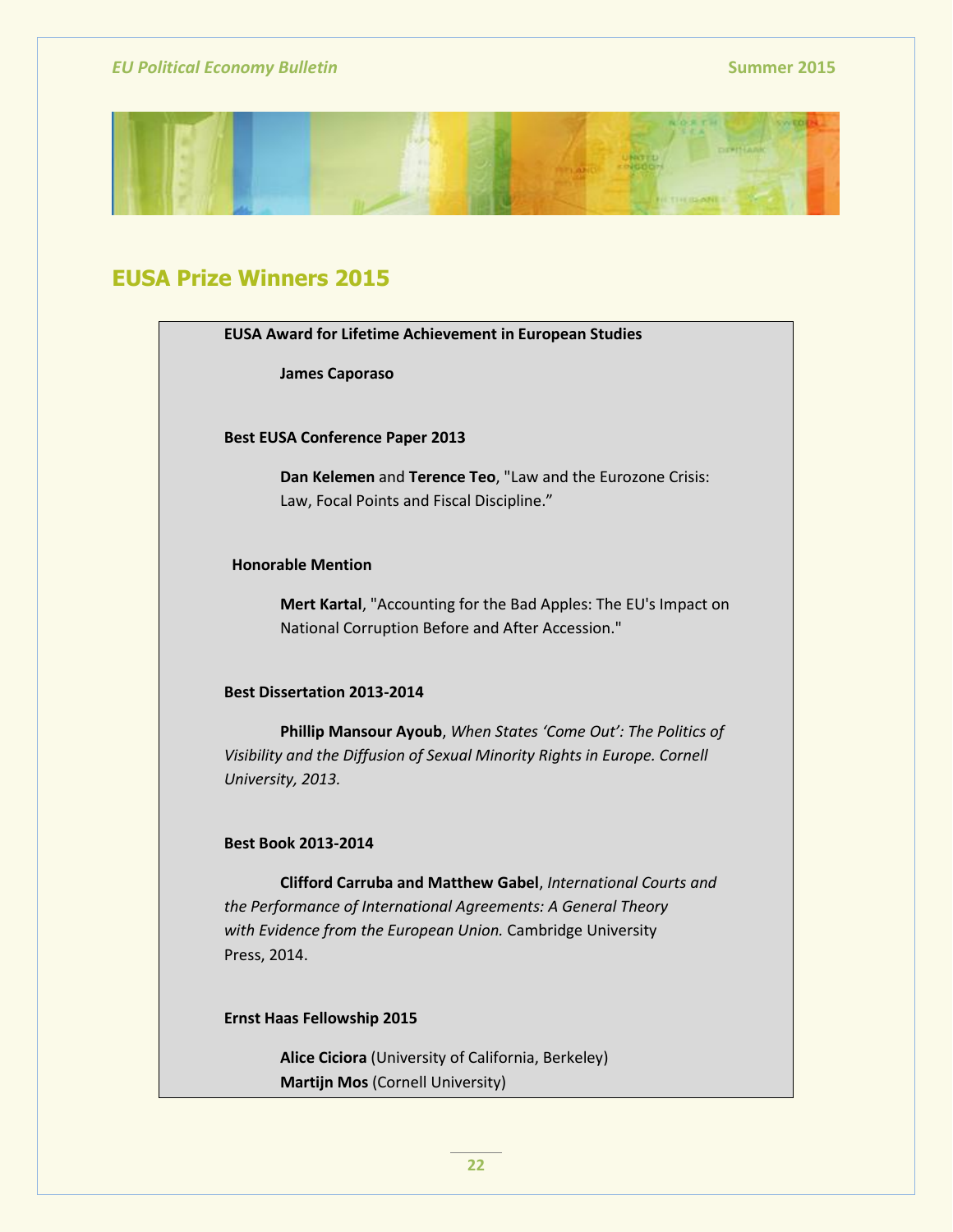# EUSA Prize Winners 2015

**EUSA Award for Lifetime Achievement in European Studies**

**James Caporaso**

**Best EUSA Conference Paper 2013**

**Dan Kelemen** and **Terence Teo**, "Law and the Eurozone Crisis: Law, Focal Points and Fiscal Discipline."

**Honorable Mention**

**Mert Kartal**, "Accounting for the Bad Apples: The EU's Impact on National Corruption Before and After Accession."

**Best Dissertation 2013-2014**

**Phillip Mansour Ayoub**, *When States 'Come Out': The Politics of Visibility and the Diffusion of Sexual Minority Rights in Europe. Cornell University, 2013.*

**Best Book 2013-2014**

**Clifford Carruba and Matthew Gabel**, *International Courts and the Performance of International Agreements: A General Theory with Evidence from the European Union.* Cambridge University Press, 2014.

**Ernst Haas Fellowship 2015**

**Alice Ciciora** (University of California, Berkeley)
**Martijn Mos** (Cornell University)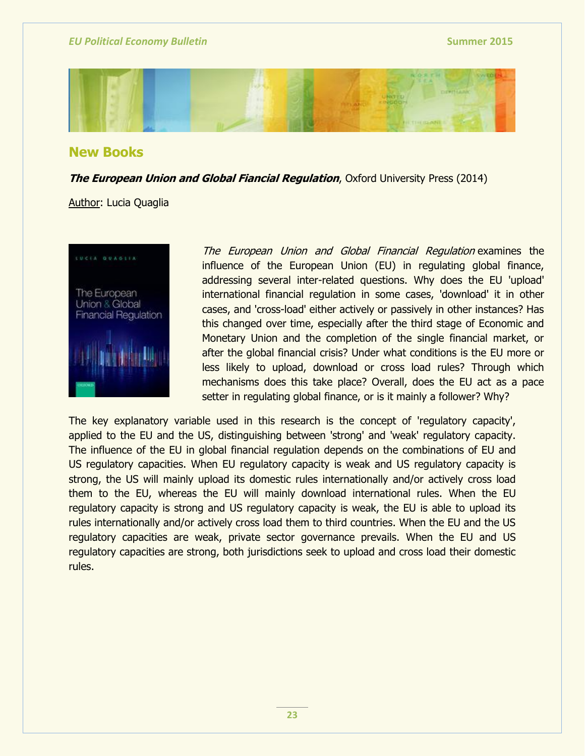## New Books

***The European Union and Global Fiancial Regulation***, Oxford University Press (2014)

Author: Lucia Quaglia

*The European Union and Global Financial Regulation* examines the influence of the European Union (EU) in regulating global finance, addressing several inter-related questions. Why does the EU 'upload' international financial regulation in some cases, 'download' it in other cases, and 'cross-load' either actively or passively in other instances? Has this changed over time, especially after the third stage of Economic and Monetary Union and the completion of the single financial market, or after the global financial crisis? Under what conditions is the EU more or less likely to upload, download or cross load rules? Through which mechanisms does this take place? Overall, does the EU act as a pace setter in regulating global finance, or is it mainly a follower? Why?

The key explanatory variable used in this research is the concept of 'regulatory capacity', applied to the EU and the US, distinguishing between 'strong' and 'weak' regulatory capacity. The influence of the EU in global financial regulation depends on the combinations of EU and US regulatory capacities. When EU regulatory capacity is weak and US regulatory capacity is strong, the US will mainly upload its domestic rules internationally and/or actively cross load them to the EU, whereas the EU will mainly download international rules. When the EU regulatory capacity is strong and US regulatory capacity is weak, the EU is able to upload its rules internationally and/or actively cross load them to third countries. When the EU and the US regulatory capacities are weak, private sector governance prevails. When the EU and US regulatory capacities are strong, both jurisdictions seek to upload and cross load their domestic rules.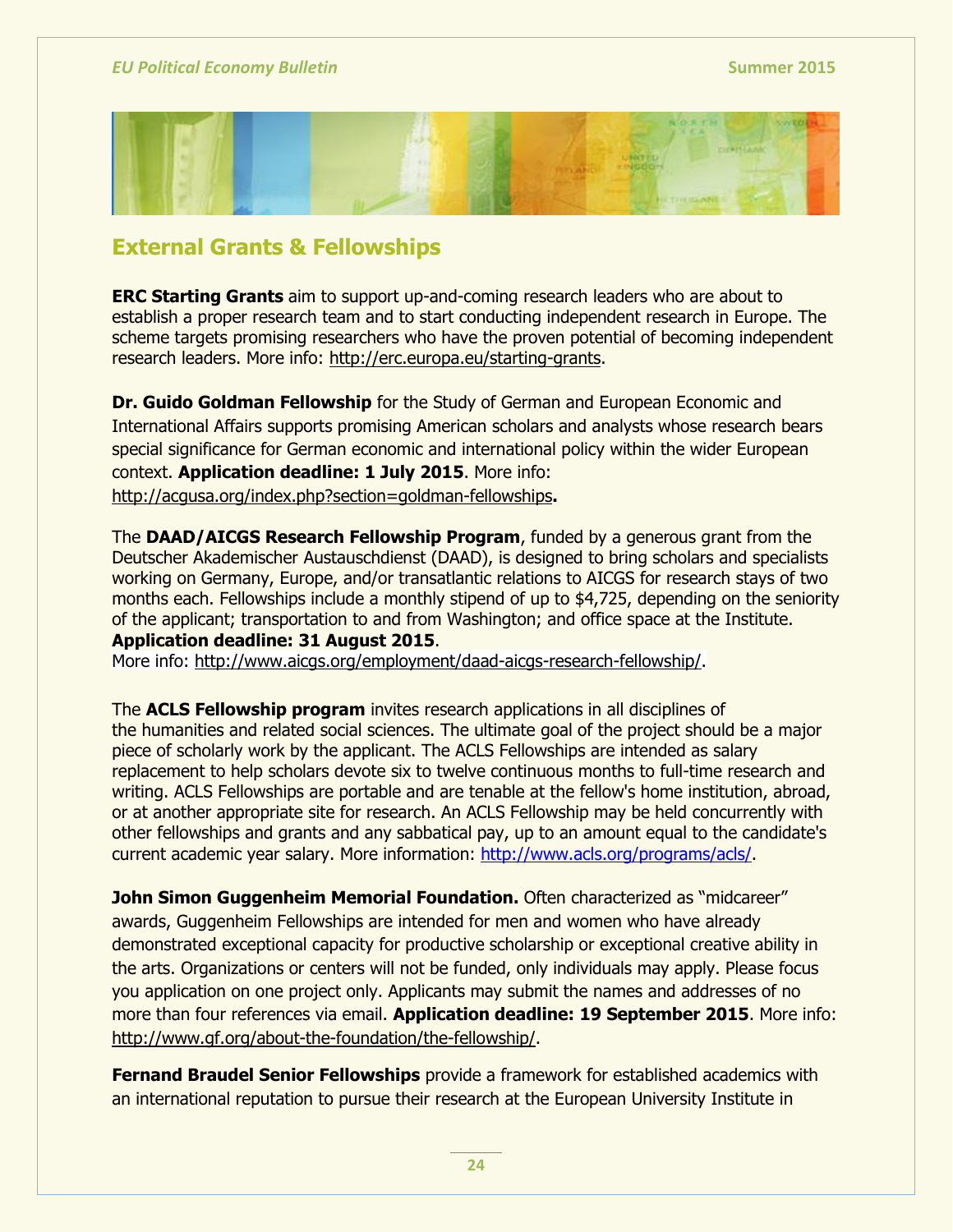## External Grants & Fellowships

**ERC Starting Grants** aim to support up-and-coming research leaders who are about to establish a proper research team and to start conducting independent research in Europe. The scheme targets promising researchers who have the proven potential of becoming independent research leaders. More info: http://erc.europa.eu/starting-grants.

**Dr. Guido Goldman Fellowship** for the Study of German and European Economic and International Affairs supports promising American scholars and analysts whose research bears special significance for German economic and international policy within the wider European context. **Application deadline: 1 July 2015**. More info: http://acgusa.org/index.php?section=goldman-fellowships**.**

The **DAAD/AICGS Research Fellowship Program**, funded by a generous grant from the Deutscher Akademischer Austauschdienst (DAAD), is designed to bring scholars and specialists working on Germany, Europe, and/or transatlantic relations to AICGS for research stays of two months each. Fellowships include a monthly stipend of up to $4,725, depending on the seniority of the applicant; transportation to and from Washington; and office space at the Institute. **Application deadline: 31 August 2015**.
More info: http://www.aicgs.org/employment/daad-aicgs-research-fellowship/.

The **ACLS Fellowship program** invites research applications in all disciplines of the humanities and related social sciences. The ultimate goal of the project should be a major piece of scholarly work by the applicant. The ACLS Fellowships are intended as salary replacement to help scholars devote six to twelve continuous months to full-time research and writing. ACLS Fellowships are portable and are tenable at the fellow's home institution, abroad, or at another appropriate site for research. An ACLS Fellowship may be held concurrently with other fellowships and grants and any sabbatical pay, up to an amount equal to the candidate's current academic year salary. More information: http://www.acls.org/programs/acls/.

**John Simon Guggenheim Memorial Foundation.** Often characterized as "midcareer" awards, Guggenheim Fellowships are intended for men and women who have already demonstrated exceptional capacity for productive scholarship or exceptional creative ability in the arts. Organizations or centers will not be funded, only individuals may apply. Please focus you application on one project only. Applicants may submit the names and addresses of no more than four references via email. **Application deadline: 19 September 2015**. More info: http://www.gf.org/about-the-foundation/the-fellowship/.

**Fernand Braudel Senior Fellowships** provide a framework for established academics with an international reputation to pursue their research at the European University Institute in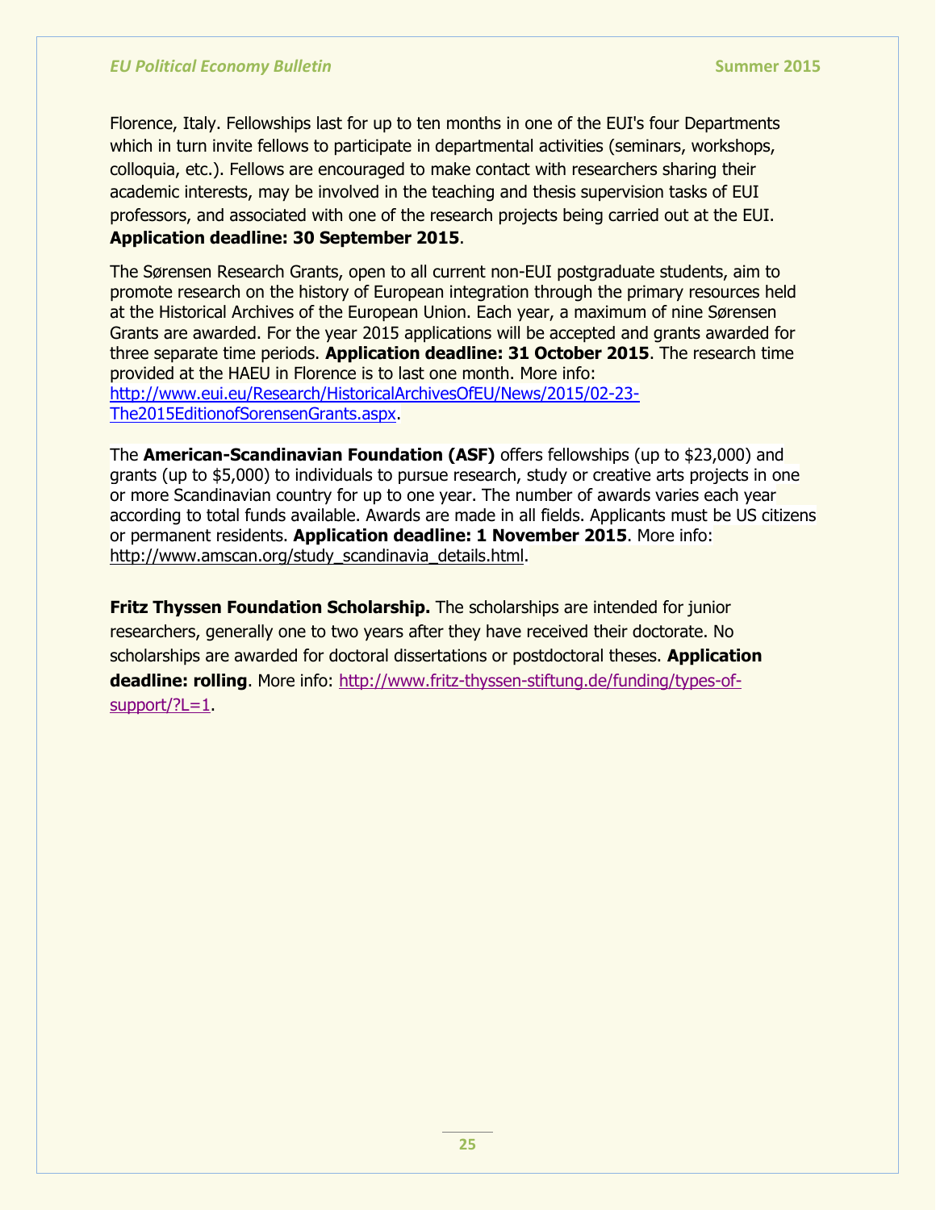Florence, Italy. Fellowships last for up to ten months in one of the EUI's four Departments which in turn invite fellows to participate in departmental activities (seminars, workshops, colloquia, etc.). Fellows are encouraged to make contact with researchers sharing their academic interests, may be involved in the teaching and thesis supervision tasks of EUI professors, and associated with one of the research projects being carried out at the EUI. **Application deadline: 30 September 2015**.

The Sørensen Research Grants, open to all current non-EUI postgraduate students, aim to promote research on the history of European integration through the primary resources held at the Historical Archives of the European Union. Each year, a maximum of nine Sørensen Grants are awarded. For the year 2015 applications will be accepted and grants awarded for three separate time periods. **Application deadline: 31 October 2015**. The research time provided at the HAEU in Florence is to last one month. More info: [http://www.eui.eu/Research/HistoricalArchivesOfEU/News/2015/02-23-The2015EditionofSorensenGrants.aspx](http://www.eui.eu/Research/HistoricalArchivesOfEU/News/2015/02-23-The2015EditionofSorensenGrants.aspx).

The **American-Scandinavian Foundation (ASF)** offers fellowships (up to $23,000) and grants (up to $5,000) to individuals to pursue research, study or creative arts projects in one or more Scandinavian country for up to one year. The number of awards varies each year according to total funds available. Awards are made in all fields. Applicants must be US citizens or permanent residents. **Application deadline: 1 November 2015**. More info: http://www.amscan.org/study_scandinavia_details.html.

**Fritz Thyssen Foundation Scholarship.** The scholarships are intended for junior researchers, generally one to two years after they have received their doctorate. No scholarships are awarded for doctoral dissertations or postdoctoral theses. **Application deadline: rolling**. More info: [http://www.fritz-thyssen-stiftung.de/funding/types-of-support/?L=1](http://www.fritz-thyssen-stiftung.de/funding/types-of-support/?L=1).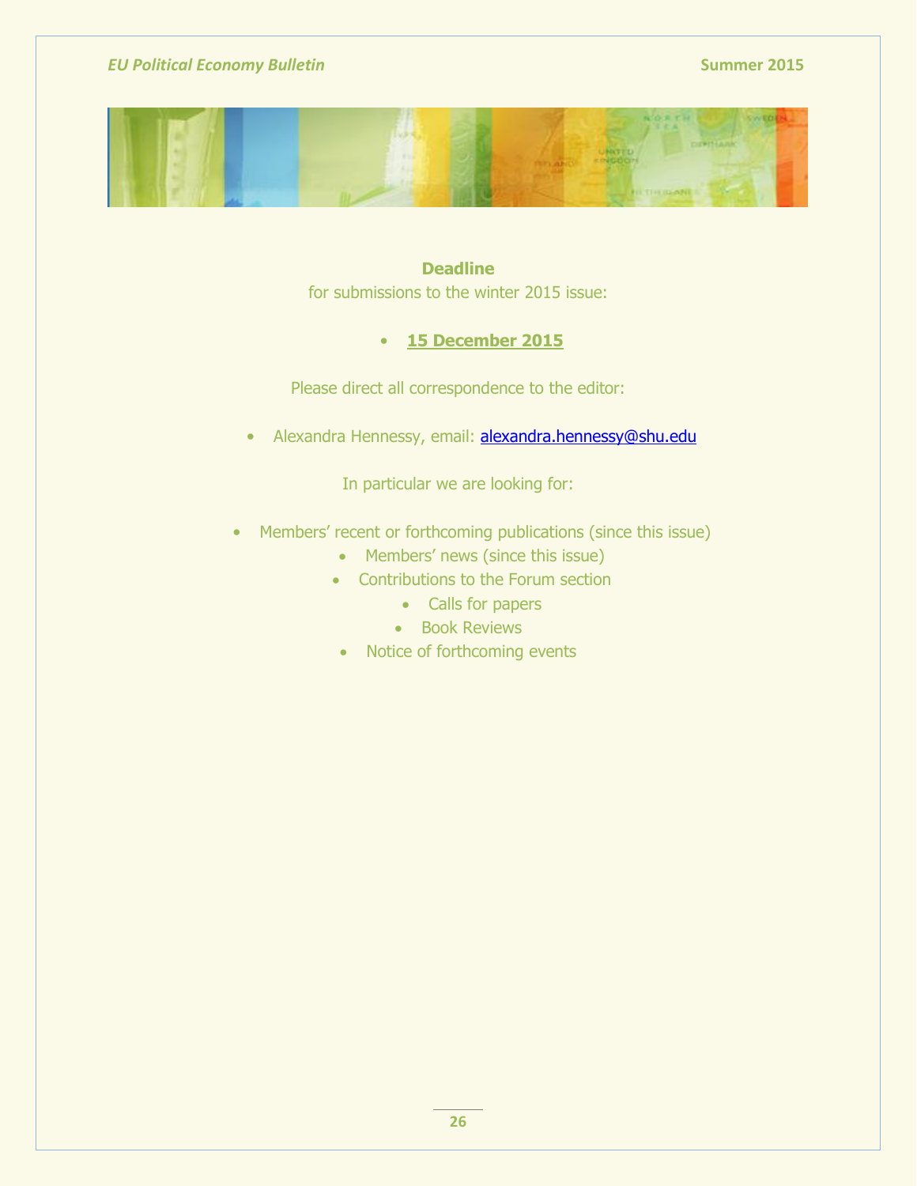**Deadline**

for submissions to the winter 2015 issue:

- **15 December 2015**

Please direct all correspondence to the editor:

- Alexandra Hennessy, email: alexandra.hennessy@shu.edu

In particular we are looking for:

- Members' recent or forthcoming publications (since this issue)
- Members' news (since this issue)
- Contributions to the Forum section
- Calls for papers
- Book Reviews
- Notice of forthcoming events